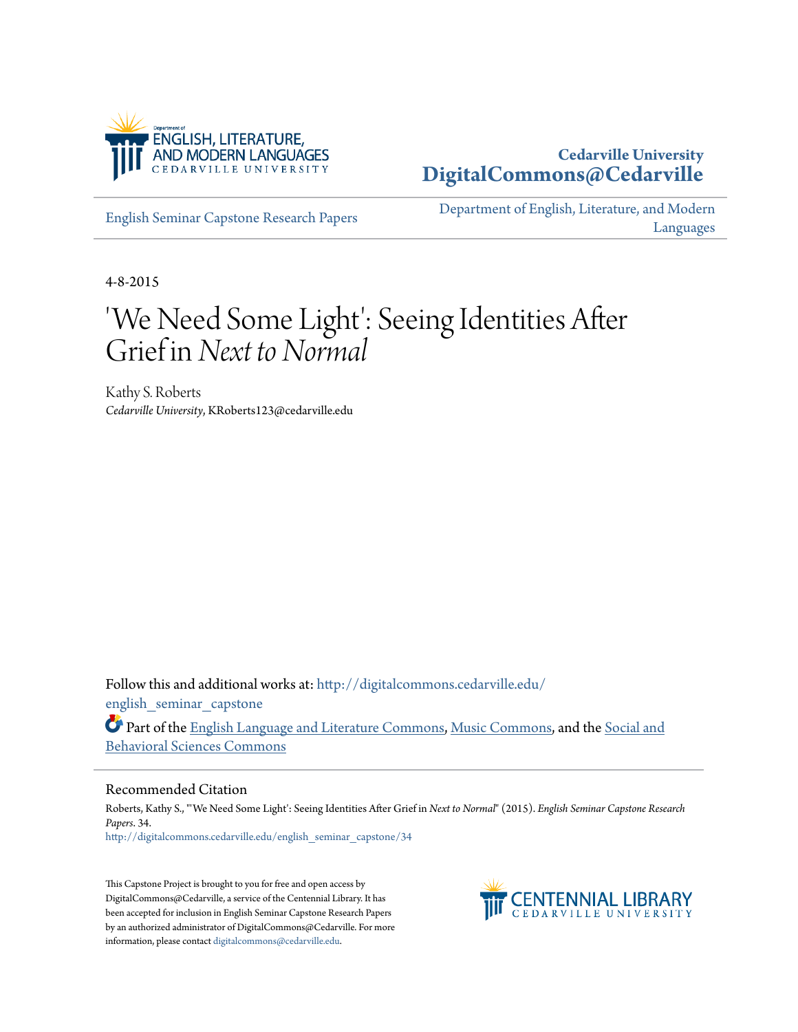Department of ENGLISH, LITERATURE, AND MODERN LANGUAGES
CEDARVILLE UNIVERSITY

**Cedarville University**
**DigitalCommons@Cedarville**

English Seminar Capstone Research Papers

Department of English, Literature, and Modern Languages

4-8-2015

# 'We Need Some Light': Seeing Identities After Grief in *Next to Normal*

Kathy S. Roberts
*Cedarville University*, KRoberts123@cedarville.edu

Follow this and additional works at: http://digitalcommons.cedarville.edu/english_seminar_capstone

Part of the English Language and Literature Commons, Music Commons, and the Social and Behavioral Sciences Commons

## Recommended Citation

Roberts, Kathy S., "'We Need Some Light': Seeing Identities After Grief in *Next to Normal*" (2015). *English Seminar Capstone Research Papers*. 34.
http://digitalcommons.cedarville.edu/english_seminar_capstone/34

This Capstone Project is brought to you for free and open access by DigitalCommons@Cedarville, a service of the Centennial Library. It has been accepted for inclusion in English Seminar Capstone Research Papers by an authorized administrator of DigitalCommons@Cedarville. For more information, please contact digitalcommons@cedarville.edu.

CENTENNIAL LIBRARY
CEDARVILLE UNIVERSITY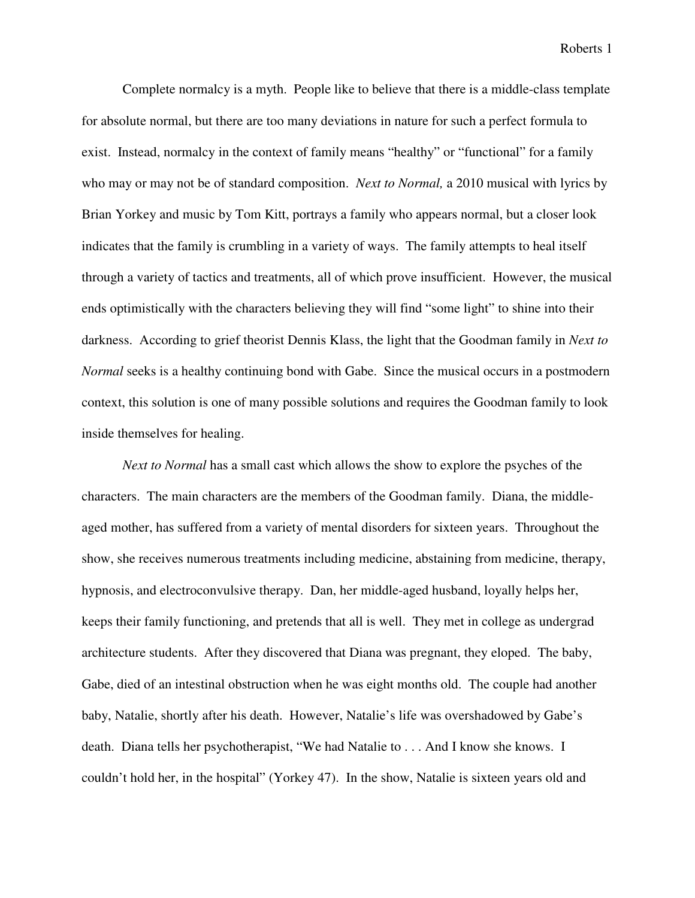Complete normalcy is a myth. People like to believe that there is a middle-class template for absolute normal, but there are too many deviations in nature for such a perfect formula to exist. Instead, normalcy in the context of family means "healthy" or "functional" for a family who may or may not be of standard composition. *Next to Normal,* a 2010 musical with lyrics by Brian Yorkey and music by Tom Kitt, portrays a family who appears normal, but a closer look indicates that the family is crumbling in a variety of ways. The family attempts to heal itself through a variety of tactics and treatments, all of which prove insufficient. However, the musical ends optimistically with the characters believing they will find "some light" to shine into their darkness. According to grief theorist Dennis Klass, the light that the Goodman family in *Next to Normal* seeks is a healthy continuing bond with Gabe. Since the musical occurs in a postmodern context, this solution is one of many possible solutions and requires the Goodman family to look inside themselves for healing.

*Next to Normal* has a small cast which allows the show to explore the psyches of the characters. The main characters are the members of the Goodman family. Diana, the middle-aged mother, has suffered from a variety of mental disorders for sixteen years. Throughout the show, she receives numerous treatments including medicine, abstaining from medicine, therapy, hypnosis, and electroconvulsive therapy. Dan, her middle-aged husband, loyally helps her, keeps their family functioning, and pretends that all is well. They met in college as undergrad architecture students. After they discovered that Diana was pregnant, they eloped. The baby, Gabe, died of an intestinal obstruction when he was eight months old. The couple had another baby, Natalie, shortly after his death. However, Natalie's life was overshadowed by Gabe's death. Diana tells her psychotherapist, "We had Natalie to . . . And I know she knows. I couldn't hold her, in the hospital" (Yorkey 47). In the show, Natalie is sixteen years old and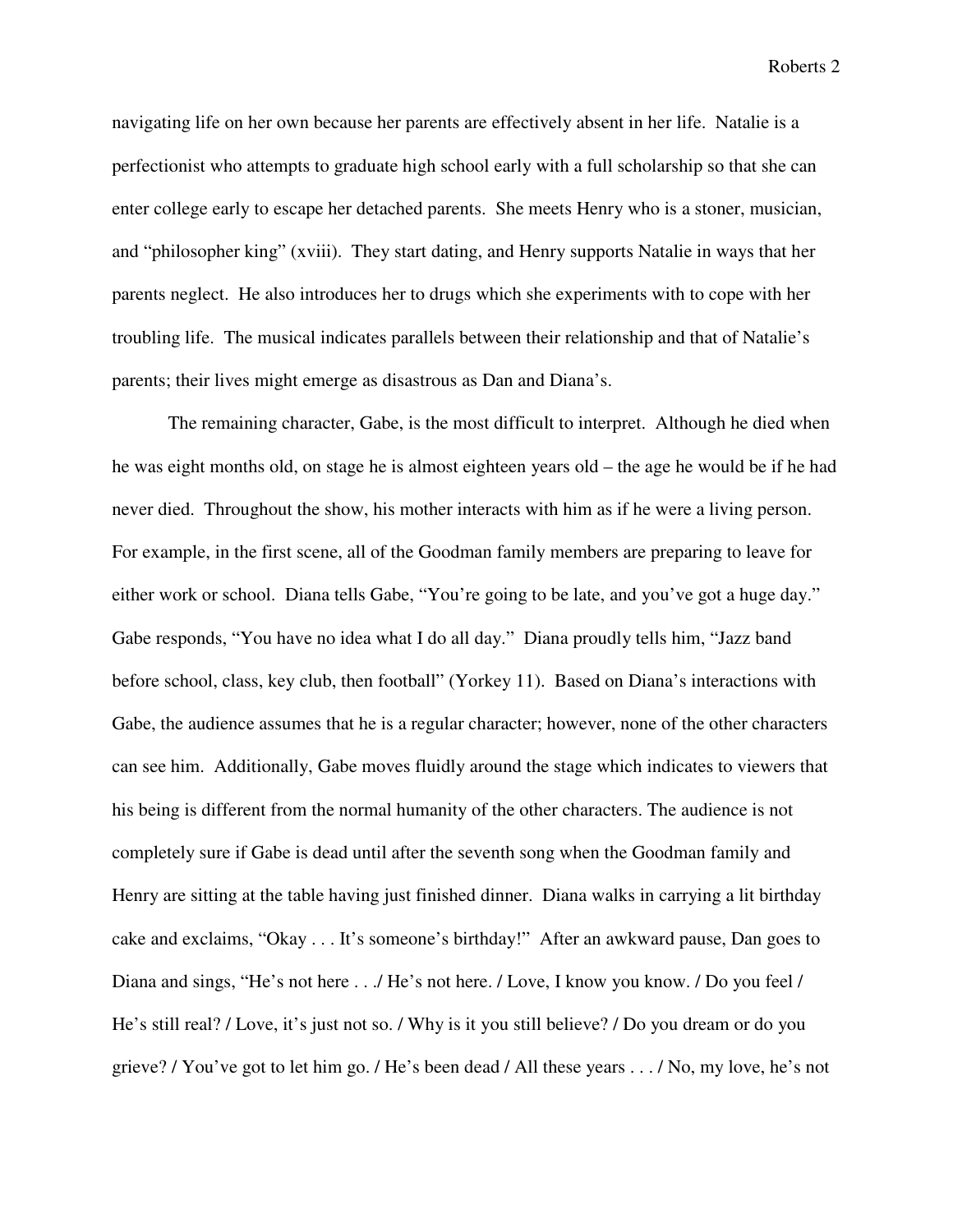navigating life on her own because her parents are effectively absent in her life. Natalie is a perfectionist who attempts to graduate high school early with a full scholarship so that she can enter college early to escape her detached parents. She meets Henry who is a stoner, musician, and "philosopher king" (xviii). They start dating, and Henry supports Natalie in ways that her parents neglect. He also introduces her to drugs which she experiments with to cope with her troubling life. The musical indicates parallels between their relationship and that of Natalie's parents; their lives might emerge as disastrous as Dan and Diana's.

The remaining character, Gabe, is the most difficult to interpret. Although he died when he was eight months old, on stage he is almost eighteen years old – the age he would be if he had never died. Throughout the show, his mother interacts with him as if he were a living person. For example, in the first scene, all of the Goodman family members are preparing to leave for either work or school. Diana tells Gabe, "You're going to be late, and you've got a huge day." Gabe responds, "You have no idea what I do all day." Diana proudly tells him, "Jazz band before school, class, key club, then football" (Yorkey 11). Based on Diana's interactions with Gabe, the audience assumes that he is a regular character; however, none of the other characters can see him. Additionally, Gabe moves fluidly around the stage which indicates to viewers that his being is different from the normal humanity of the other characters. The audience is not completely sure if Gabe is dead until after the seventh song when the Goodman family and Henry are sitting at the table having just finished dinner. Diana walks in carrying a lit birthday cake and exclaims, "Okay . . . It's someone's birthday!" After an awkward pause, Dan goes to Diana and sings, "He's not here . . ./ He's not here. / Love, I know you know. / Do you feel / He's still real? / Love, it's just not so. / Why is it you still believe? / Do you dream or do you grieve? / You've got to let him go. / He's been dead / All these years . . . / No, my love, he's not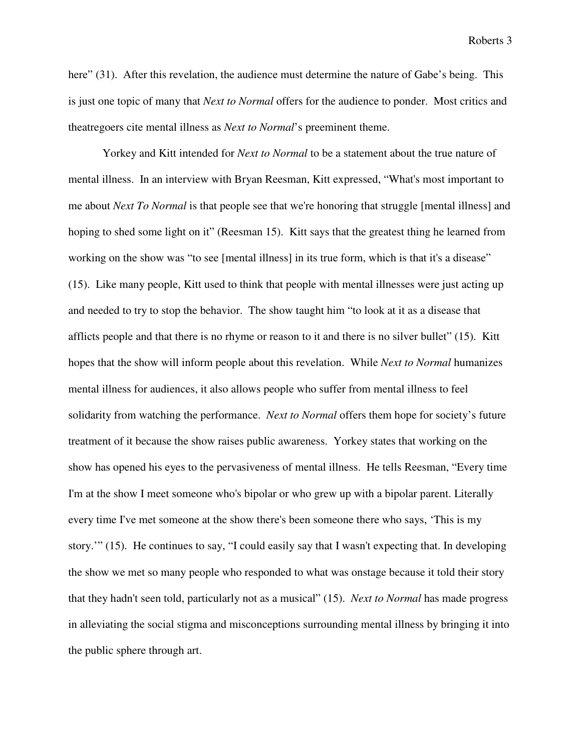here" (31). After this revelation, the audience must determine the nature of Gabe's being. This is just one topic of many that *Next to Normal* offers for the audience to ponder. Most critics and theatregoers cite mental illness as *Next to Normal*'s preeminent theme.

Yorkey and Kitt intended for *Next to Normal* to be a statement about the true nature of mental illness. In an interview with Bryan Reesman, Kitt expressed, "What's most important to me about *Next To Normal* is that people see that we're honoring that struggle [mental illness] and hoping to shed some light on it" (Reesman 15). Kitt says that the greatest thing he learned from working on the show was "to see [mental illness] in its true form, which is that it's a disease" (15). Like many people, Kitt used to think that people with mental illnesses were just acting up and needed to try to stop the behavior. The show taught him "to look at it as a disease that afflicts people and that there is no rhyme or reason to it and there is no silver bullet" (15). Kitt hopes that the show will inform people about this revelation. While *Next to Normal* humanizes mental illness for audiences, it also allows people who suffer from mental illness to feel solidarity from watching the performance. *Next to Normal* offers them hope for society's future treatment of it because the show raises public awareness. Yorkey states that working on the show has opened his eyes to the pervasiveness of mental illness. He tells Reesman, "Every time I'm at the show I meet someone who's bipolar or who grew up with a bipolar parent. Literally every time I've met someone at the show there's been someone there who says, 'This is my story.'" (15). He continues to say, "I could easily say that I wasn't expecting that. In developing the show we met so many people who responded to what was onstage because it told their story that they hadn't seen told, particularly not as a musical" (15). *Next to Normal* has made progress in alleviating the social stigma and misconceptions surrounding mental illness by bringing it into the public sphere through art.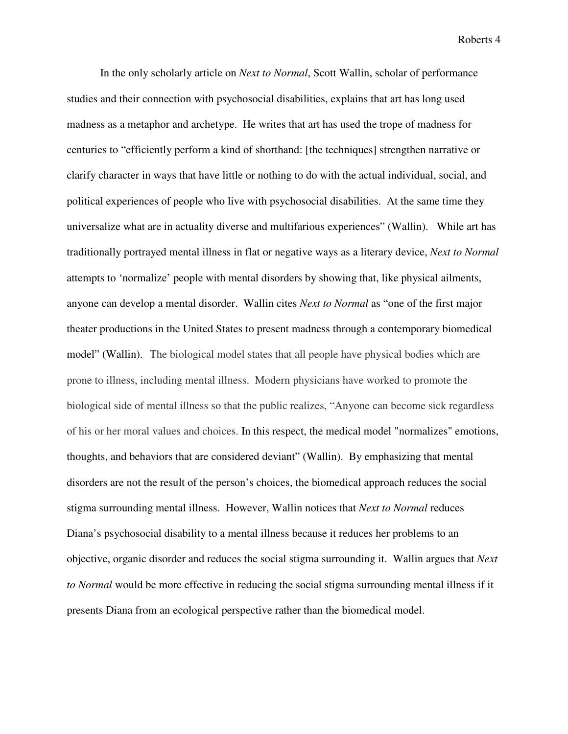In the only scholarly article on *Next to Normal*, Scott Wallin, scholar of performance studies and their connection with psychosocial disabilities, explains that art has long used madness as a metaphor and archetype. He writes that art has used the trope of madness for centuries to "efficiently perform a kind of shorthand: [the techniques] strengthen narrative or clarify character in ways that have little or nothing to do with the actual individual, social, and political experiences of people who live with psychosocial disabilities. At the same time they universalize what are in actuality diverse and multifarious experiences" (Wallin). While art has traditionally portrayed mental illness in flat or negative ways as a literary device, *Next to Normal* attempts to 'normalize' people with mental disorders by showing that, like physical ailments, anyone can develop a mental disorder. Wallin cites *Next to Normal* as "one of the first major theater productions in the United States to present madness through a contemporary biomedical model" (Wallin). The biological model states that all people have physical bodies which are prone to illness, including mental illness. Modern physicians have worked to promote the biological side of mental illness so that the public realizes, "Anyone can become sick regardless of his or her moral values and choices. In this respect, the medical model "normalizes" emotions, thoughts, and behaviors that are considered deviant" (Wallin). By emphasizing that mental disorders are not the result of the person's choices, the biomedical approach reduces the social stigma surrounding mental illness. However, Wallin notices that *Next to Normal* reduces Diana's psychosocial disability to a mental illness because it reduces her problems to an objective, organic disorder and reduces the social stigma surrounding it. Wallin argues that *Next to Normal* would be more effective in reducing the social stigma surrounding mental illness if it presents Diana from an ecological perspective rather than the biomedical model.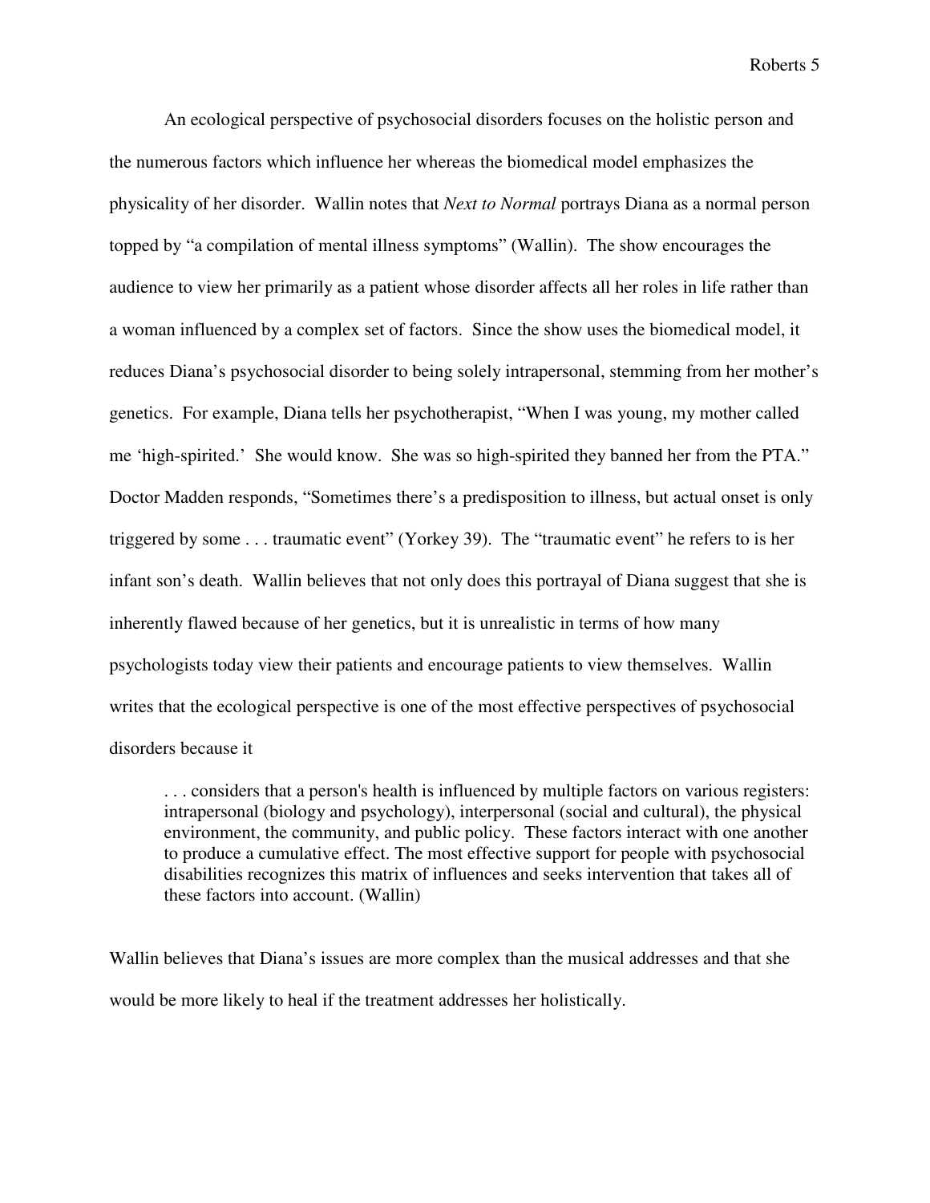An ecological perspective of psychosocial disorders focuses on the holistic person and the numerous factors which influence her whereas the biomedical model emphasizes the physicality of her disorder. Wallin notes that *Next to Normal* portrays Diana as a normal person topped by "a compilation of mental illness symptoms" (Wallin). The show encourages the audience to view her primarily as a patient whose disorder affects all her roles in life rather than a woman influenced by a complex set of factors. Since the show uses the biomedical model, it reduces Diana's psychosocial disorder to being solely intrapersonal, stemming from her mother's genetics. For example, Diana tells her psychotherapist, "When I was young, my mother called me 'high-spirited.' She would know. She was so high-spirited they banned her from the PTA." Doctor Madden responds, "Sometimes there's a predisposition to illness, but actual onset is only triggered by some . . . traumatic event" (Yorkey 39). The "traumatic event" he refers to is her infant son's death. Wallin believes that not only does this portrayal of Diana suggest that she is inherently flawed because of her genetics, but it is unrealistic in terms of how many psychologists today view their patients and encourage patients to view themselves. Wallin writes that the ecological perspective is one of the most effective perspectives of psychosocial disorders because it

> . . . considers that a person's health is influenced by multiple factors on various registers: intrapersonal (biology and psychology), interpersonal (social and cultural), the physical environment, the community, and public policy. These factors interact with one another to produce a cumulative effect. The most effective support for people with psychosocial disabilities recognizes this matrix of influences and seeks intervention that takes all of these factors into account. (Wallin)

Wallin believes that Diana's issues are more complex than the musical addresses and that she would be more likely to heal if the treatment addresses her holistically.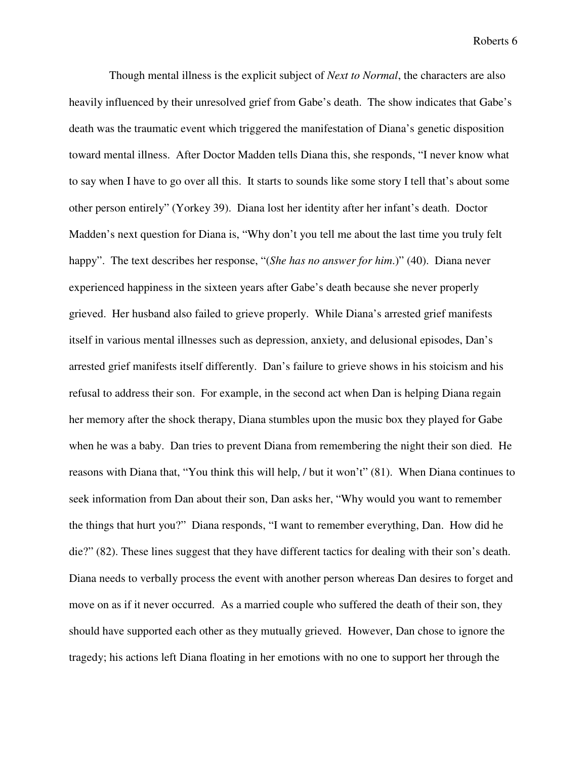Though mental illness is the explicit subject of *Next to Normal*, the characters are also heavily influenced by their unresolved grief from Gabe's death. The show indicates that Gabe's death was the traumatic event which triggered the manifestation of Diana's genetic disposition toward mental illness. After Doctor Madden tells Diana this, she responds, "I never know what to say when I have to go over all this. It starts to sounds like some story I tell that's about some other person entirely" (Yorkey 39). Diana lost her identity after her infant's death. Doctor Madden's next question for Diana is, "Why don't you tell me about the last time you truly felt happy". The text describes her response, "(*She has no answer for him.*)" (40). Diana never experienced happiness in the sixteen years after Gabe's death because she never properly grieved. Her husband also failed to grieve properly. While Diana's arrested grief manifests itself in various mental illnesses such as depression, anxiety, and delusional episodes, Dan's arrested grief manifests itself differently. Dan's failure to grieve shows in his stoicism and his refusal to address their son. For example, in the second act when Dan is helping Diana regain her memory after the shock therapy, Diana stumbles upon the music box they played for Gabe when he was a baby. Dan tries to prevent Diana from remembering the night their son died. He reasons with Diana that, "You think this will help, / but it won't" (81). When Diana continues to seek information from Dan about their son, Dan asks her, "Why would you want to remember the things that hurt you?" Diana responds, "I want to remember everything, Dan. How did he die?" (82). These lines suggest that they have different tactics for dealing with their son's death. Diana needs to verbally process the event with another person whereas Dan desires to forget and move on as if it never occurred. As a married couple who suffered the death of their son, they should have supported each other as they mutually grieved. However, Dan chose to ignore the tragedy; his actions left Diana floating in her emotions with no one to support her through the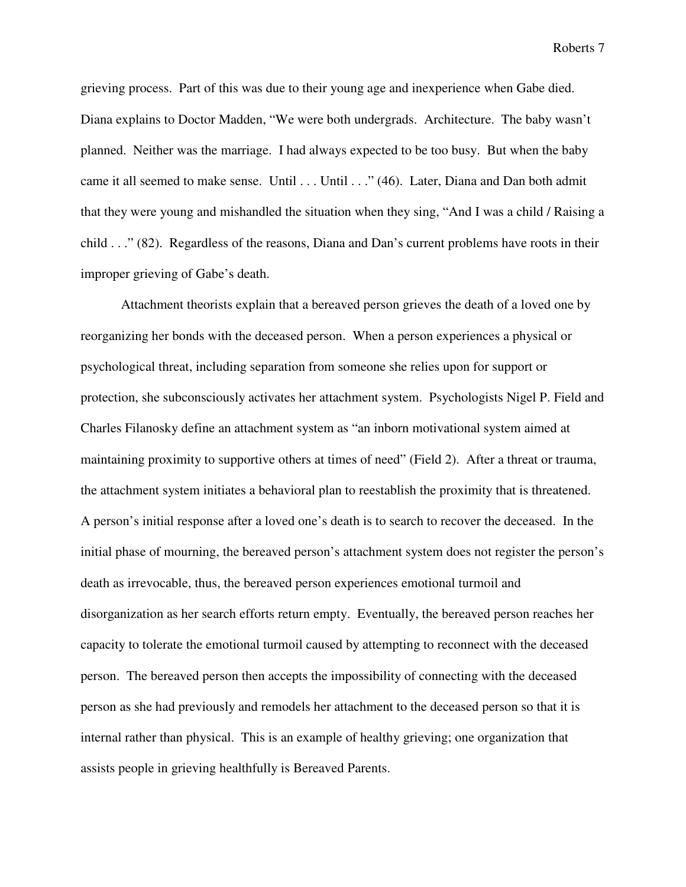grieving process. Part of this was due to their young age and inexperience when Gabe died. Diana explains to Doctor Madden, "We were both undergrads. Architecture. The baby wasn't planned. Neither was the marriage. I had always expected to be too busy. But when the baby came it all seemed to make sense. Until . . . Until . . ." (46). Later, Diana and Dan both admit that they were young and mishandled the situation when they sing, "And I was a child / Raising a child . . ." (82). Regardless of the reasons, Diana and Dan's current problems have roots in their improper grieving of Gabe's death.

Attachment theorists explain that a bereaved person grieves the death of a loved one by reorganizing her bonds with the deceased person. When a person experiences a physical or psychological threat, including separation from someone she relies upon for support or protection, she subconsciously activates her attachment system. Psychologists Nigel P. Field and Charles Filanosky define an attachment system as "an inborn motivational system aimed at maintaining proximity to supportive others at times of need" (Field 2). After a threat or trauma, the attachment system initiates a behavioral plan to reestablish the proximity that is threatened. A person's initial response after a loved one's death is to search to recover the deceased. In the initial phase of mourning, the bereaved person's attachment system does not register the person's death as irrevocable, thus, the bereaved person experiences emotional turmoil and disorganization as her search efforts return empty. Eventually, the bereaved person reaches her capacity to tolerate the emotional turmoil caused by attempting to reconnect with the deceased person. The bereaved person then accepts the impossibility of connecting with the deceased person as she had previously and remodels her attachment to the deceased person so that it is internal rather than physical. This is an example of healthy grieving; one organization that assists people in grieving healthfully is Bereaved Parents.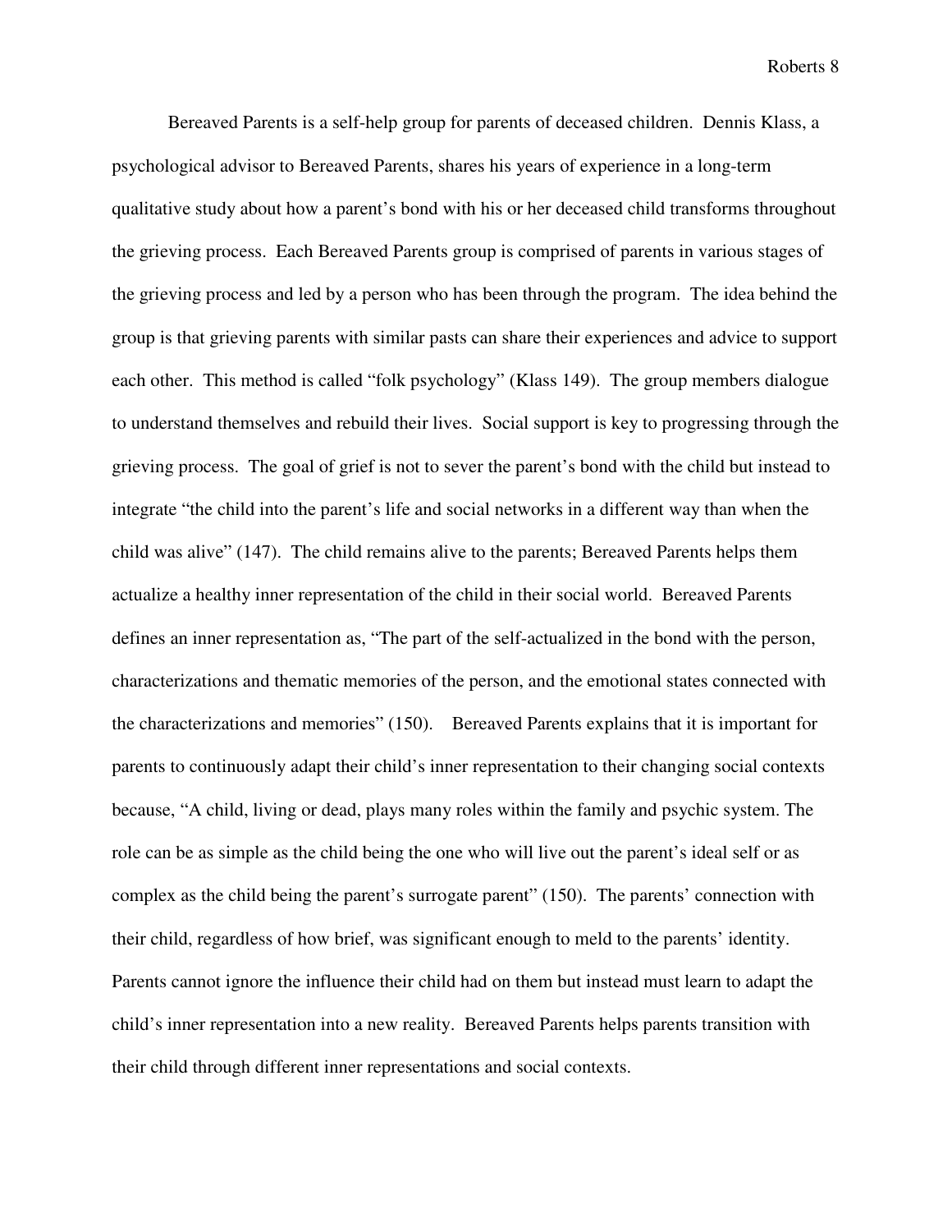Bereaved Parents is a self-help group for parents of deceased children. Dennis Klass, a psychological advisor to Bereaved Parents, shares his years of experience in a long-term qualitative study about how a parent's bond with his or her deceased child transforms throughout the grieving process. Each Bereaved Parents group is comprised of parents in various stages of the grieving process and led by a person who has been through the program. The idea behind the group is that grieving parents with similar pasts can share their experiences and advice to support each other. This method is called "folk psychology" (Klass 149). The group members dialogue to understand themselves and rebuild their lives. Social support is key to progressing through the grieving process. The goal of grief is not to sever the parent's bond with the child but instead to integrate "the child into the parent's life and social networks in a different way than when the child was alive" (147). The child remains alive to the parents; Bereaved Parents helps them actualize a healthy inner representation of the child in their social world. Bereaved Parents defines an inner representation as, "The part of the self-actualized in the bond with the person, characterizations and thematic memories of the person, and the emotional states connected with the characterizations and memories" (150). Bereaved Parents explains that it is important for parents to continuously adapt their child's inner representation to their changing social contexts because, "A child, living or dead, plays many roles within the family and psychic system. The role can be as simple as the child being the one who will live out the parent's ideal self or as complex as the child being the parent's surrogate parent" (150). The parents' connection with their child, regardless of how brief, was significant enough to meld to the parents' identity. Parents cannot ignore the influence their child had on them but instead must learn to adapt the child's inner representation into a new reality. Bereaved Parents helps parents transition with their child through different inner representations and social contexts.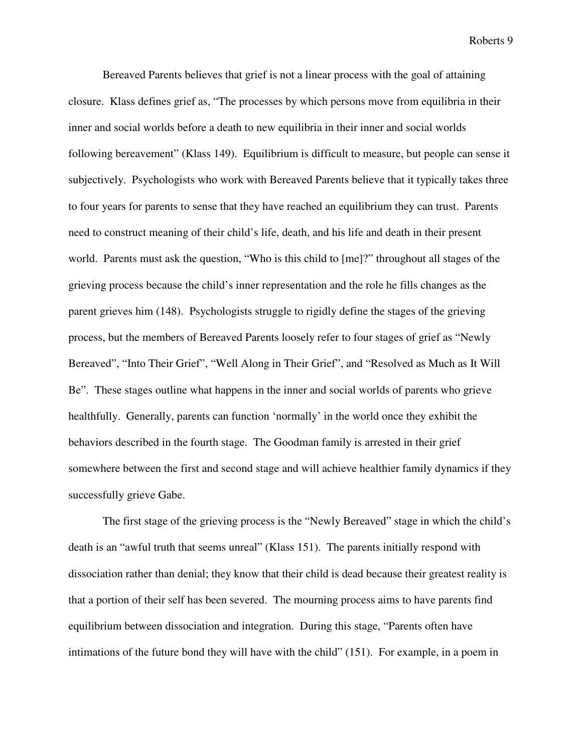Bereaved Parents believes that grief is not a linear process with the goal of attaining closure. Klass defines grief as, “The processes by which persons move from equilibria in their inner and social worlds before a death to new equilibria in their inner and social worlds following bereavement” (Klass 149). Equilibrium is difficult to measure, but people can sense it subjectively. Psychologists who work with Bereaved Parents believe that it typically takes three to four years for parents to sense that they have reached an equilibrium they can trust. Parents need to construct meaning of their child’s life, death, and his life and death in their present world. Parents must ask the question, “Who is this child to [me]?” throughout all stages of the grieving process because the child’s inner representation and the role he fills changes as the parent grieves him (148). Psychologists struggle to rigidly define the stages of the grieving process, but the members of Bereaved Parents loosely refer to four stages of grief as “Newly Bereaved”, “Into Their Grief”, “Well Along in Their Grief”, and “Resolved as Much as It Will Be”. These stages outline what happens in the inner and social worlds of parents who grieve healthfully. Generally, parents can function ‘normally’ in the world once they exhibit the behaviors described in the fourth stage. The Goodman family is arrested in their grief somewhere between the first and second stage and will achieve healthier family dynamics if they successfully grieve Gabe.

The first stage of the grieving process is the “Newly Bereaved” stage in which the child’s death is an “awful truth that seems unreal” (Klass 151). The parents initially respond with dissociation rather than denial; they know that their child is dead because their greatest reality is that a portion of their self has been severed. The mourning process aims to have parents find equilibrium between dissociation and integration. During this stage, “Parents often have intimations of the future bond they will have with the child” (151). For example, in a poem in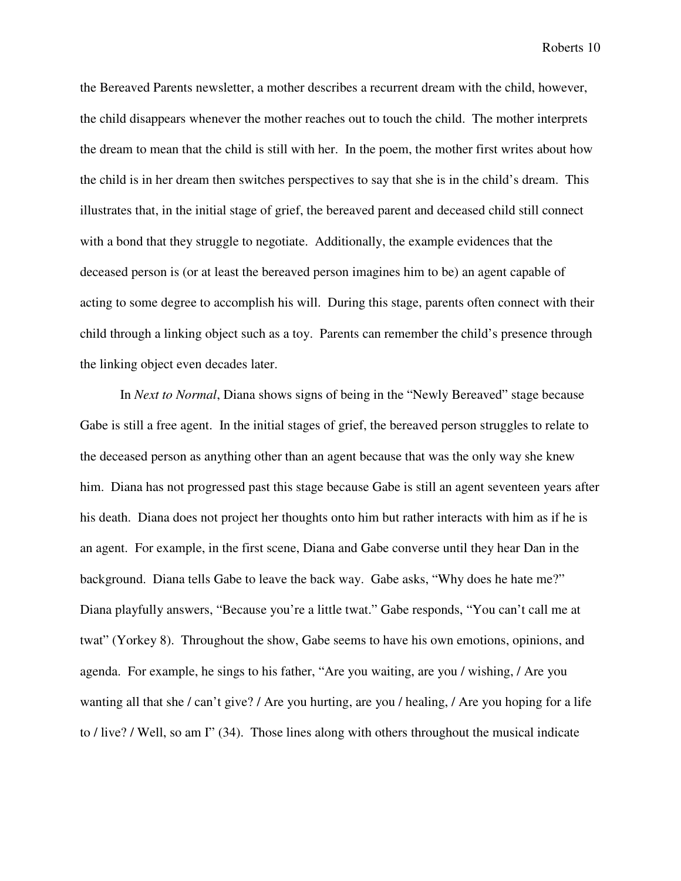the Bereaved Parents newsletter, a mother describes a recurrent dream with the child, however, the child disappears whenever the mother reaches out to touch the child. The mother interprets the dream to mean that the child is still with her. In the poem, the mother first writes about how the child is in her dream then switches perspectives to say that she is in the child's dream. This illustrates that, in the initial stage of grief, the bereaved parent and deceased child still connect with a bond that they struggle to negotiate. Additionally, the example evidences that the deceased person is (or at least the bereaved person imagines him to be) an agent capable of acting to some degree to accomplish his will. During this stage, parents often connect with their child through a linking object such as a toy. Parents can remember the child's presence through the linking object even decades later.

In *Next to Normal*, Diana shows signs of being in the "Newly Bereaved" stage because Gabe is still a free agent. In the initial stages of grief, the bereaved person struggles to relate to the deceased person as anything other than an agent because that was the only way she knew him. Diana has not progressed past this stage because Gabe is still an agent seventeen years after his death. Diana does not project her thoughts onto him but rather interacts with him as if he is an agent. For example, in the first scene, Diana and Gabe converse until they hear Dan in the background. Diana tells Gabe to leave the back way. Gabe asks, "Why does he hate me?" Diana playfully answers, "Because you're a little twat." Gabe responds, "You can't call me at twat" (Yorkey 8). Throughout the show, Gabe seems to have his own emotions, opinions, and agenda. For example, he sings to his father, "Are you waiting, are you / wishing, / Are you wanting all that she / can't give? / Are you hurting, are you / healing, / Are you hoping for a life to / live? / Well, so am I" (34). Those lines along with others throughout the musical indicate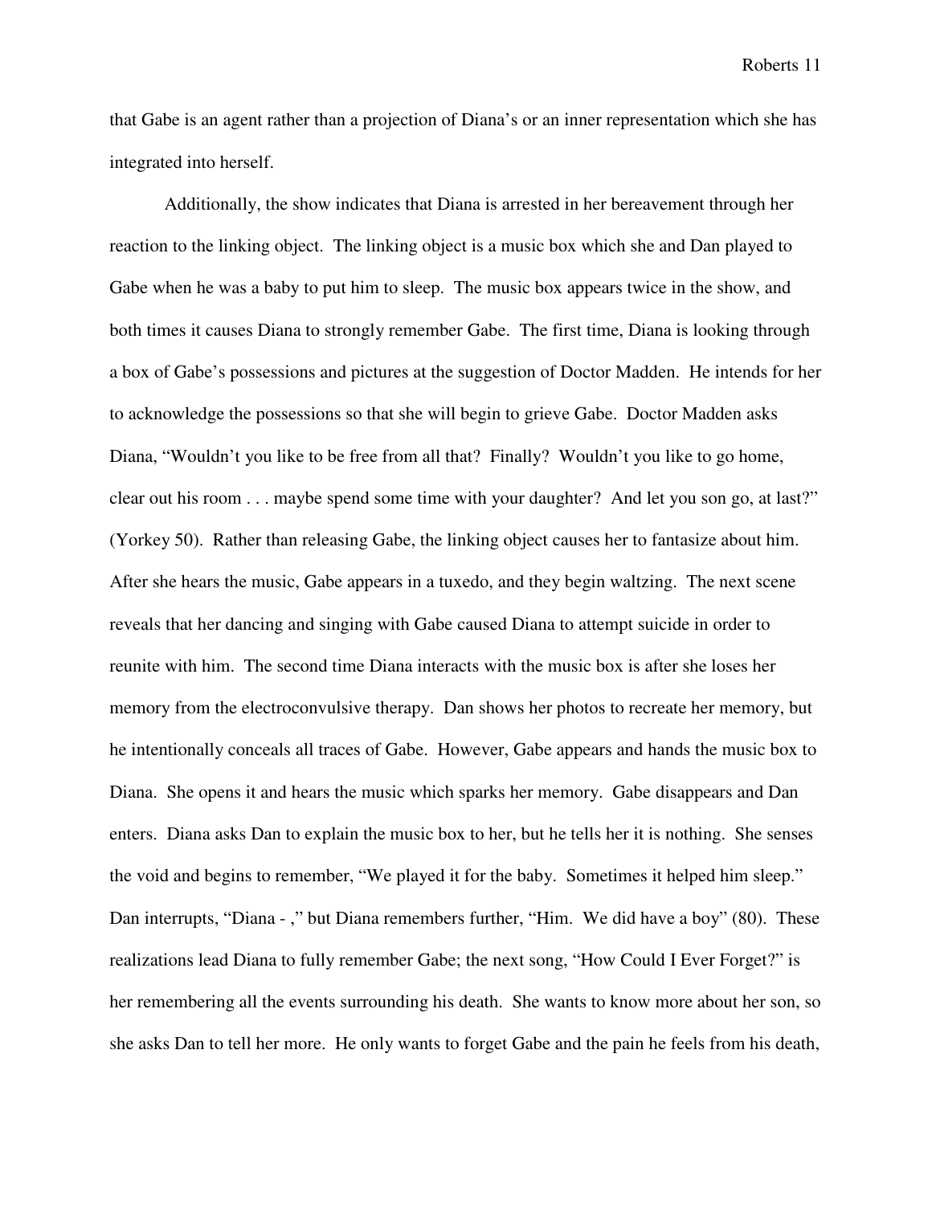that Gabe is an agent rather than a projection of Diana's or an inner representation which she has integrated into herself.

Additionally, the show indicates that Diana is arrested in her bereavement through her reaction to the linking object. The linking object is a music box which she and Dan played to Gabe when he was a baby to put him to sleep. The music box appears twice in the show, and both times it causes Diana to strongly remember Gabe. The first time, Diana is looking through a box of Gabe's possessions and pictures at the suggestion of Doctor Madden. He intends for her to acknowledge the possessions so that she will begin to grieve Gabe. Doctor Madden asks Diana, "Wouldn't you like to be free from all that? Finally? Wouldn't you like to go home, clear out his room . . . maybe spend some time with your daughter? And let you son go, at last?" (Yorkey 50). Rather than releasing Gabe, the linking object causes her to fantasize about him. After she hears the music, Gabe appears in a tuxedo, and they begin waltzing. The next scene reveals that her dancing and singing with Gabe caused Diana to attempt suicide in order to reunite with him. The second time Diana interacts with the music box is after she loses her memory from the electroconvulsive therapy. Dan shows her photos to recreate her memory, but he intentionally conceals all traces of Gabe. However, Gabe appears and hands the music box to Diana. She opens it and hears the music which sparks her memory. Gabe disappears and Dan enters. Diana asks Dan to explain the music box to her, but he tells her it is nothing. She senses the void and begins to remember, "We played it for the baby. Sometimes it helped him sleep." Dan interrupts, "Diana - ," but Diana remembers further, "Him. We did have a boy" (80). These realizations lead Diana to fully remember Gabe; the next song, "How Could I Ever Forget?" is her remembering all the events surrounding his death. She wants to know more about her son, so she asks Dan to tell her more. He only wants to forget Gabe and the pain he feels from his death,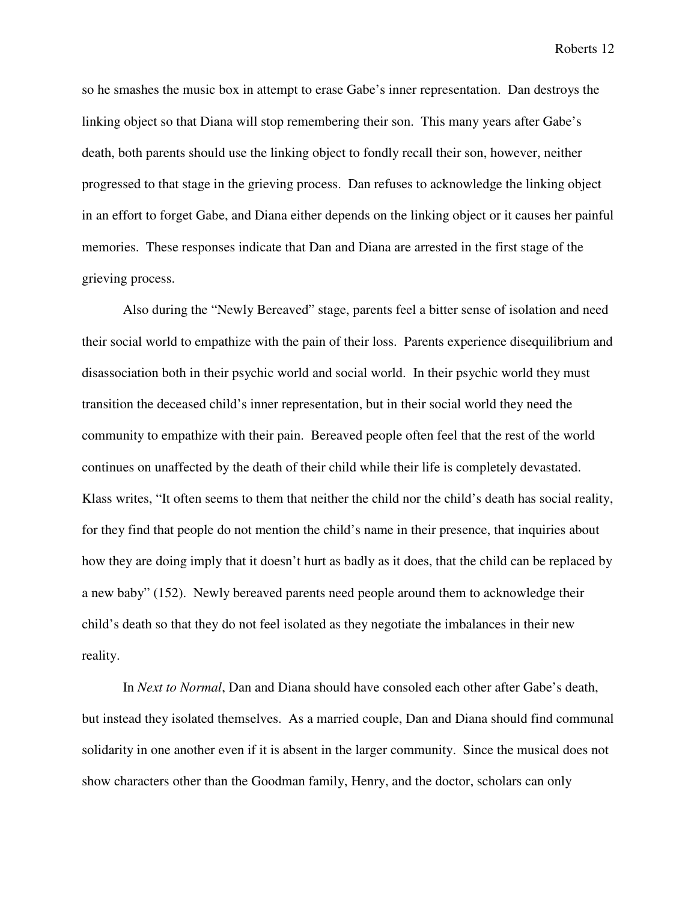so he smashes the music box in attempt to erase Gabe's inner representation. Dan destroys the linking object so that Diana will stop remembering their son. This many years after Gabe's death, both parents should use the linking object to fondly recall their son, however, neither progressed to that stage in the grieving process. Dan refuses to acknowledge the linking object in an effort to forget Gabe, and Diana either depends on the linking object or it causes her painful memories. These responses indicate that Dan and Diana are arrested in the first stage of the grieving process.

Also during the "Newly Bereaved" stage, parents feel a bitter sense of isolation and need their social world to empathize with the pain of their loss. Parents experience disequilibrium and disassociation both in their psychic world and social world. In their psychic world they must transition the deceased child's inner representation, but in their social world they need the community to empathize with their pain. Bereaved people often feel that the rest of the world continues on unaffected by the death of their child while their life is completely devastated. Klass writes, "It often seems to them that neither the child nor the child's death has social reality, for they find that people do not mention the child's name in their presence, that inquiries about how they are doing imply that it doesn't hurt as badly as it does, that the child can be replaced by a new baby" (152). Newly bereaved parents need people around them to acknowledge their child's death so that they do not feel isolated as they negotiate the imbalances in their new reality.

In *Next to Normal*, Dan and Diana should have consoled each other after Gabe's death, but instead they isolated themselves. As a married couple, Dan and Diana should find communal solidarity in one another even if it is absent in the larger community. Since the musical does not show characters other than the Goodman family, Henry, and the doctor, scholars can only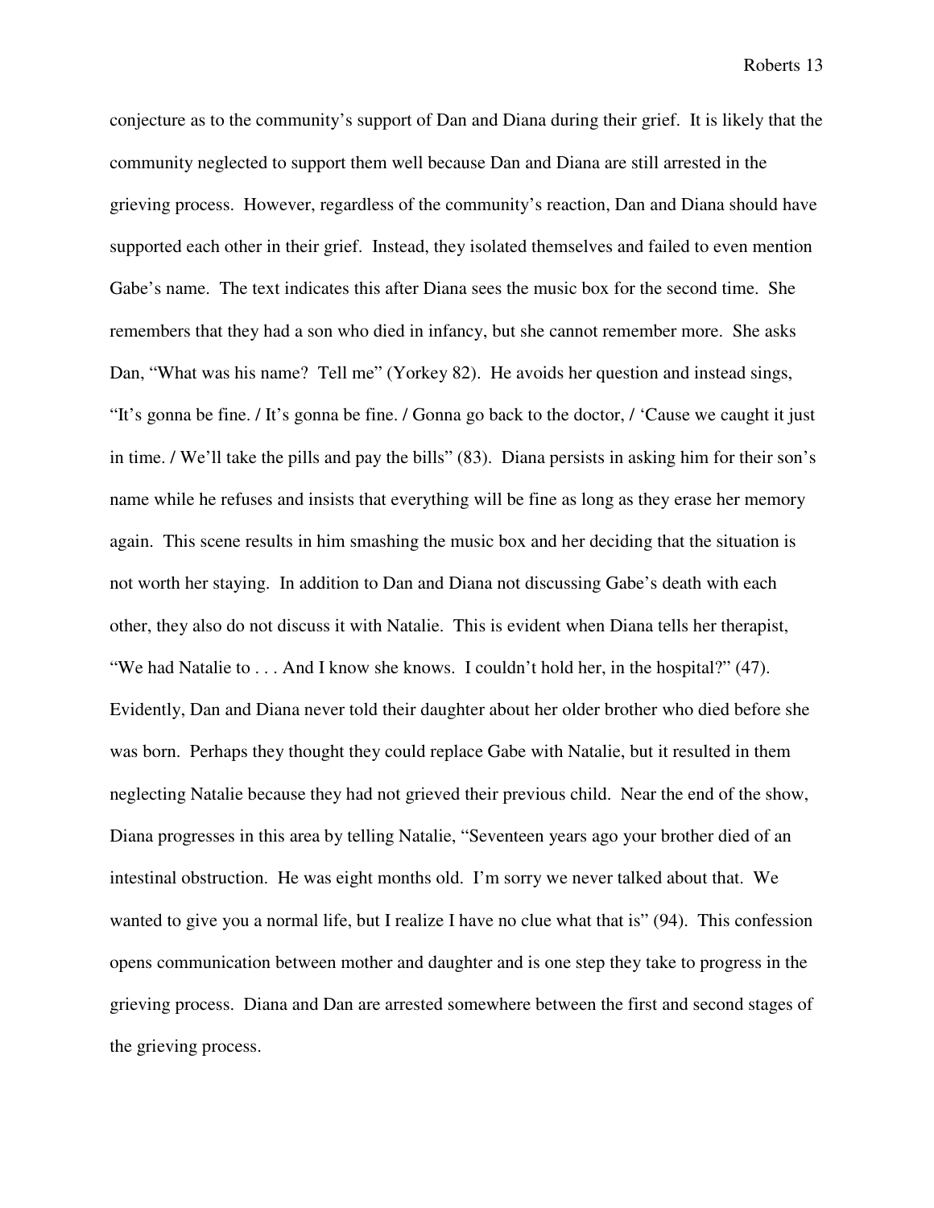conjecture as to the community's support of Dan and Diana during their grief. It is likely that the community neglected to support them well because Dan and Diana are still arrested in the grieving process. However, regardless of the community's reaction, Dan and Diana should have supported each other in their grief. Instead, they isolated themselves and failed to even mention Gabe's name. The text indicates this after Diana sees the music box for the second time. She remembers that they had a son who died in infancy, but she cannot remember more. She asks Dan, "What was his name? Tell me" (Yorkey 82). He avoids her question and instead sings, "It's gonna be fine. / It's gonna be fine. / Gonna go back to the doctor, / 'Cause we caught it just in time. / We'll take the pills and pay the bills" (83). Diana persists in asking him for their son's name while he refuses and insists that everything will be fine as long as they erase her memory again. This scene results in him smashing the music box and her deciding that the situation is not worth her staying. In addition to Dan and Diana not discussing Gabe's death with each other, they also do not discuss it with Natalie. This is evident when Diana tells her therapist, "We had Natalie to . . . And I know she knows. I couldn't hold her, in the hospital?" (47). Evidently, Dan and Diana never told their daughter about her older brother who died before she was born. Perhaps they thought they could replace Gabe with Natalie, but it resulted in them neglecting Natalie because they had not grieved their previous child. Near the end of the show, Diana progresses in this area by telling Natalie, "Seventeen years ago your brother died of an intestinal obstruction. He was eight months old. I'm sorry we never talked about that. We wanted to give you a normal life, but I realize I have no clue what that is" (94). This confession opens communication between mother and daughter and is one step they take to progress in the grieving process. Diana and Dan are arrested somewhere between the first and second stages of the grieving process.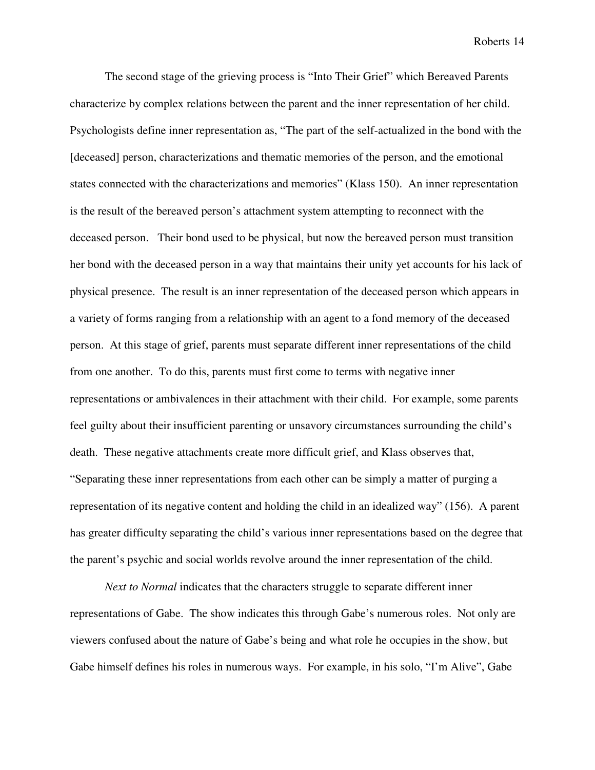The second stage of the grieving process is "Into Their Grief" which Bereaved Parents characterize by complex relations between the parent and the inner representation of her child. Psychologists define inner representation as, "The part of the self-actualized in the bond with the [deceased] person, characterizations and thematic memories of the person, and the emotional states connected with the characterizations and memories" (Klass 150). An inner representation is the result of the bereaved person's attachment system attempting to reconnect with the deceased person. Their bond used to be physical, but now the bereaved person must transition her bond with the deceased person in a way that maintains their unity yet accounts for his lack of physical presence. The result is an inner representation of the deceased person which appears in a variety of forms ranging from a relationship with an agent to a fond memory of the deceased person. At this stage of grief, parents must separate different inner representations of the child from one another. To do this, parents must first come to terms with negative inner representations or ambivalences in their attachment with their child. For example, some parents feel guilty about their insufficient parenting or unsavory circumstances surrounding the child's death. These negative attachments create more difficult grief, and Klass observes that, "Separating these inner representations from each other can be simply a matter of purging a representation of its negative content and holding the child in an idealized way" (156). A parent has greater difficulty separating the child's various inner representations based on the degree that the parent's psychic and social worlds revolve around the inner representation of the child.

*Next to Normal* indicates that the characters struggle to separate different inner representations of Gabe. The show indicates this through Gabe's numerous roles. Not only are viewers confused about the nature of Gabe's being and what role he occupies in the show, but Gabe himself defines his roles in numerous ways. For example, in his solo, "I'm Alive", Gabe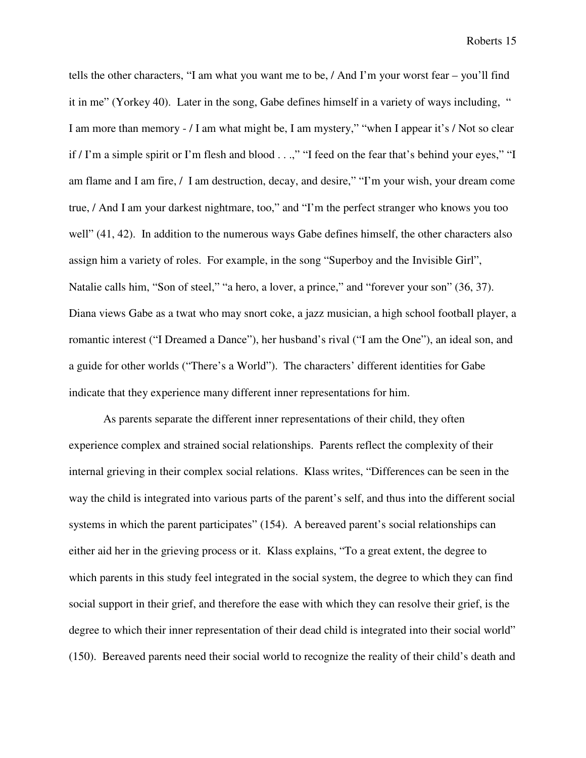tells the other characters, "I am what you want me to be, / And I'm your worst fear – you'll find it in me" (Yorkey 40). Later in the song, Gabe defines himself in a variety of ways including, " I am more than memory - / I am what might be, I am mystery," "when I appear it's / Not so clear if / I'm a simple spirit or I'm flesh and blood . . .," "I feed on the fear that's behind your eyes," "I am flame and I am fire, / I am destruction, decay, and desire," "I'm your wish, your dream come true, / And I am your darkest nightmare, too," and "I'm the perfect stranger who knows you too well" (41, 42). In addition to the numerous ways Gabe defines himself, the other characters also assign him a variety of roles. For example, in the song "Superboy and the Invisible Girl", Natalie calls him, "Son of steel," "a hero, a lover, a prince," and "forever your son" (36, 37). Diana views Gabe as a twat who may snort coke, a jazz musician, a high school football player, a romantic interest ("I Dreamed a Dance"), her husband's rival ("I am the One"), an ideal son, and a guide for other worlds ("There's a World"). The characters' different identities for Gabe indicate that they experience many different inner representations for him.

As parents separate the different inner representations of their child, they often experience complex and strained social relationships. Parents reflect the complexity of their internal grieving in their complex social relations. Klass writes, "Differences can be seen in the way the child is integrated into various parts of the parent's self, and thus into the different social systems in which the parent participates" (154). A bereaved parent's social relationships can either aid her in the grieving process or it. Klass explains, "To a great extent, the degree to which parents in this study feel integrated in the social system, the degree to which they can find social support in their grief, and therefore the ease with which they can resolve their grief, is the degree to which their inner representation of their dead child is integrated into their social world" (150). Bereaved parents need their social world to recognize the reality of their child's death and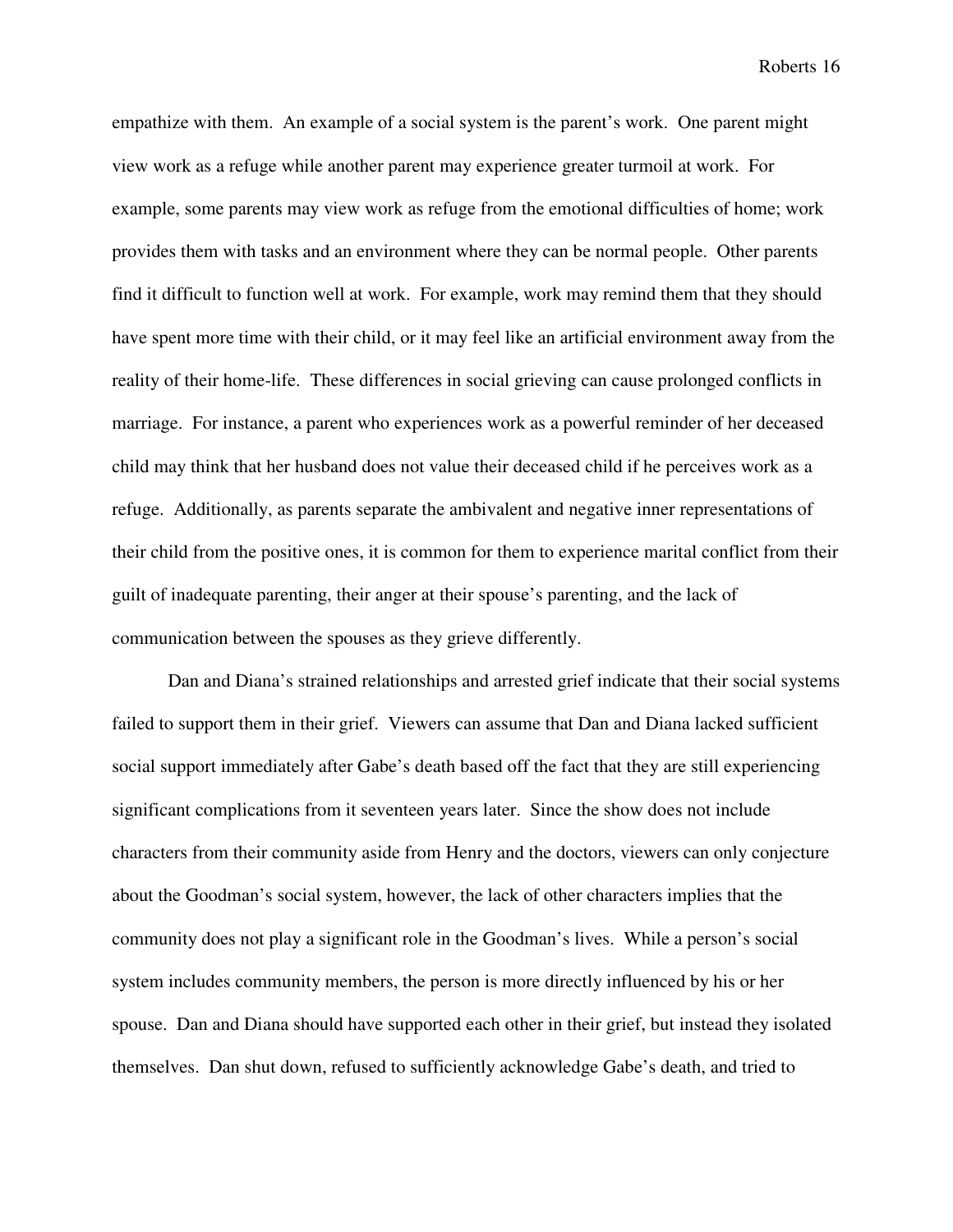empathize with them. An example of a social system is the parent's work. One parent might view work as a refuge while another parent may experience greater turmoil at work. For example, some parents may view work as refuge from the emotional difficulties of home; work provides them with tasks and an environment where they can be normal people. Other parents find it difficult to function well at work. For example, work may remind them that they should have spent more time with their child, or it may feel like an artificial environment away from the reality of their home-life. These differences in social grieving can cause prolonged conflicts in marriage. For instance, a parent who experiences work as a powerful reminder of her deceased child may think that her husband does not value their deceased child if he perceives work as a refuge. Additionally, as parents separate the ambivalent and negative inner representations of their child from the positive ones, it is common for them to experience marital conflict from their guilt of inadequate parenting, their anger at their spouse's parenting, and the lack of communication between the spouses as they grieve differently.

Dan and Diana's strained relationships and arrested grief indicate that their social systems failed to support them in their grief. Viewers can assume that Dan and Diana lacked sufficient social support immediately after Gabe's death based off the fact that they are still experiencing significant complications from it seventeen years later. Since the show does not include characters from their community aside from Henry and the doctors, viewers can only conjecture about the Goodman's social system, however, the lack of other characters implies that the community does not play a significant role in the Goodman's lives. While a person's social system includes community members, the person is more directly influenced by his or her spouse. Dan and Diana should have supported each other in their grief, but instead they isolated themselves. Dan shut down, refused to sufficiently acknowledge Gabe's death, and tried to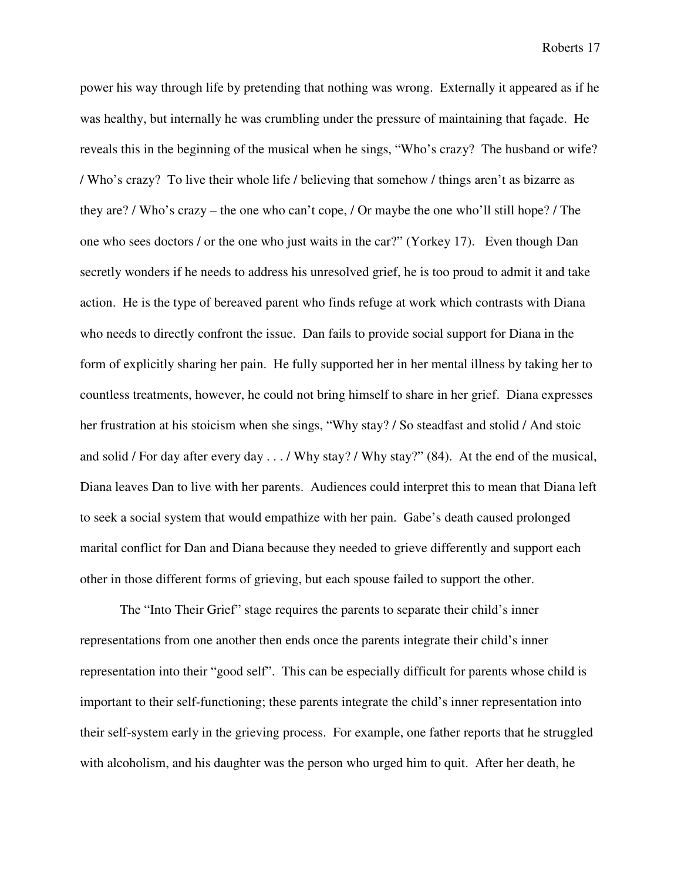power his way through life by pretending that nothing was wrong. Externally it appeared as if he was healthy, but internally he was crumbling under the pressure of maintaining that façade. He reveals this in the beginning of the musical when he sings, "Who's crazy? The husband or wife? / Who's crazy? To live their whole life / believing that somehow / things aren't as bizarre as they are? / Who's crazy – the one who can't cope, / Or maybe the one who'll still hope? / The one who sees doctors / or the one who just waits in the car?" (Yorkey 17). Even though Dan secretly wonders if he needs to address his unresolved grief, he is too proud to admit it and take action. He is the type of bereaved parent who finds refuge at work which contrasts with Diana who needs to directly confront the issue. Dan fails to provide social support for Diana in the form of explicitly sharing her pain. He fully supported her in her mental illness by taking her to countless treatments, however, he could not bring himself to share in her grief. Diana expresses her frustration at his stoicism when she sings, "Why stay? / So steadfast and stolid / And stoic and solid / For day after every day . . . / Why stay? / Why stay?" (84). At the end of the musical, Diana leaves Dan to live with her parents. Audiences could interpret this to mean that Diana left to seek a social system that would empathize with her pain. Gabe's death caused prolonged marital conflict for Dan and Diana because they needed to grieve differently and support each other in those different forms of grieving, but each spouse failed to support the other.

The "Into Their Grief" stage requires the parents to separate their child's inner representations from one another then ends once the parents integrate their child's inner representation into their "good self". This can be especially difficult for parents whose child is important to their self-functioning; these parents integrate the child's inner representation into their self-system early in the grieving process. For example, one father reports that he struggled with alcoholism, and his daughter was the person who urged him to quit. After her death, he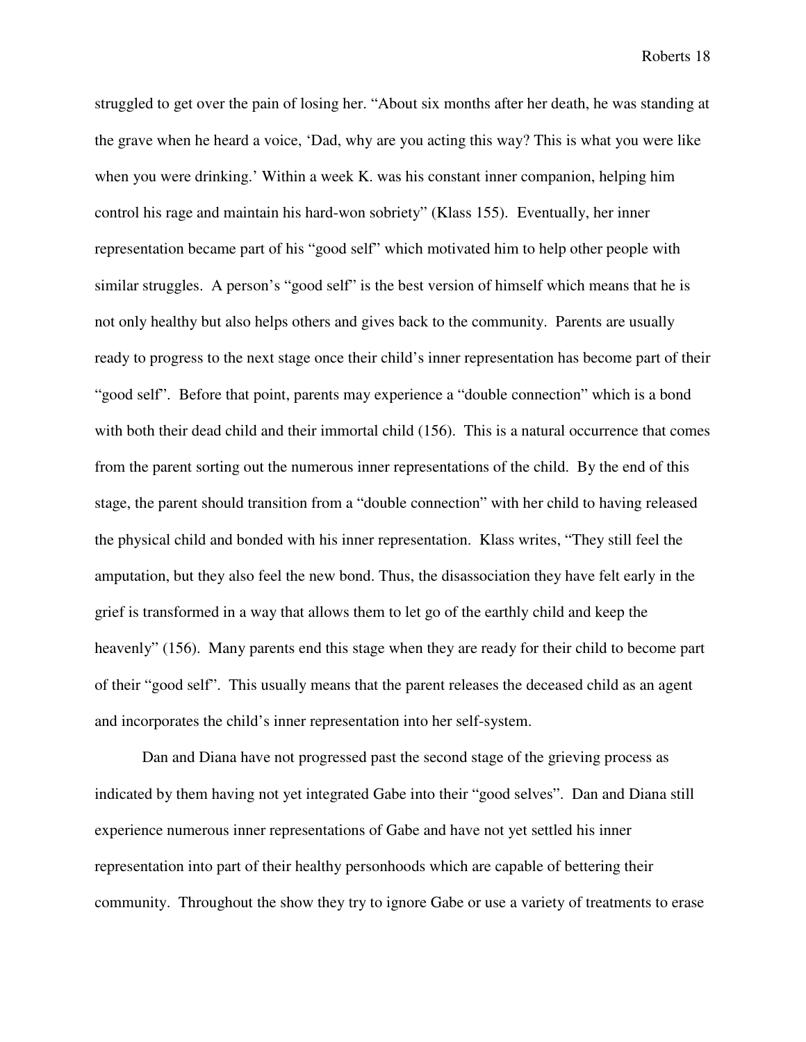struggled to get over the pain of losing her. "About six months after her death, he was standing at the grave when he heard a voice, 'Dad, why are you acting this way? This is what you were like when you were drinking.' Within a week K. was his constant inner companion, helping him control his rage and maintain his hard-won sobriety" (Klass 155). Eventually, her inner representation became part of his "good self" which motivated him to help other people with similar struggles. A person's "good self" is the best version of himself which means that he is not only healthy but also helps others and gives back to the community. Parents are usually ready to progress to the next stage once their child's inner representation has become part of their "good self". Before that point, parents may experience a "double connection" which is a bond with both their dead child and their immortal child (156). This is a natural occurrence that comes from the parent sorting out the numerous inner representations of the child. By the end of this stage, the parent should transition from a "double connection" with her child to having released the physical child and bonded with his inner representation. Klass writes, "They still feel the amputation, but they also feel the new bond. Thus, the disassociation they have felt early in the grief is transformed in a way that allows them to let go of the earthly child and keep the heavenly" (156). Many parents end this stage when they are ready for their child to become part of their "good self". This usually means that the parent releases the deceased child as an agent and incorporates the child's inner representation into her self-system.

Dan and Diana have not progressed past the second stage of the grieving process as indicated by them having not yet integrated Gabe into their "good selves". Dan and Diana still experience numerous inner representations of Gabe and have not yet settled his inner representation into part of their healthy personhoods which are capable of bettering their community. Throughout the show they try to ignore Gabe or use a variety of treatments to erase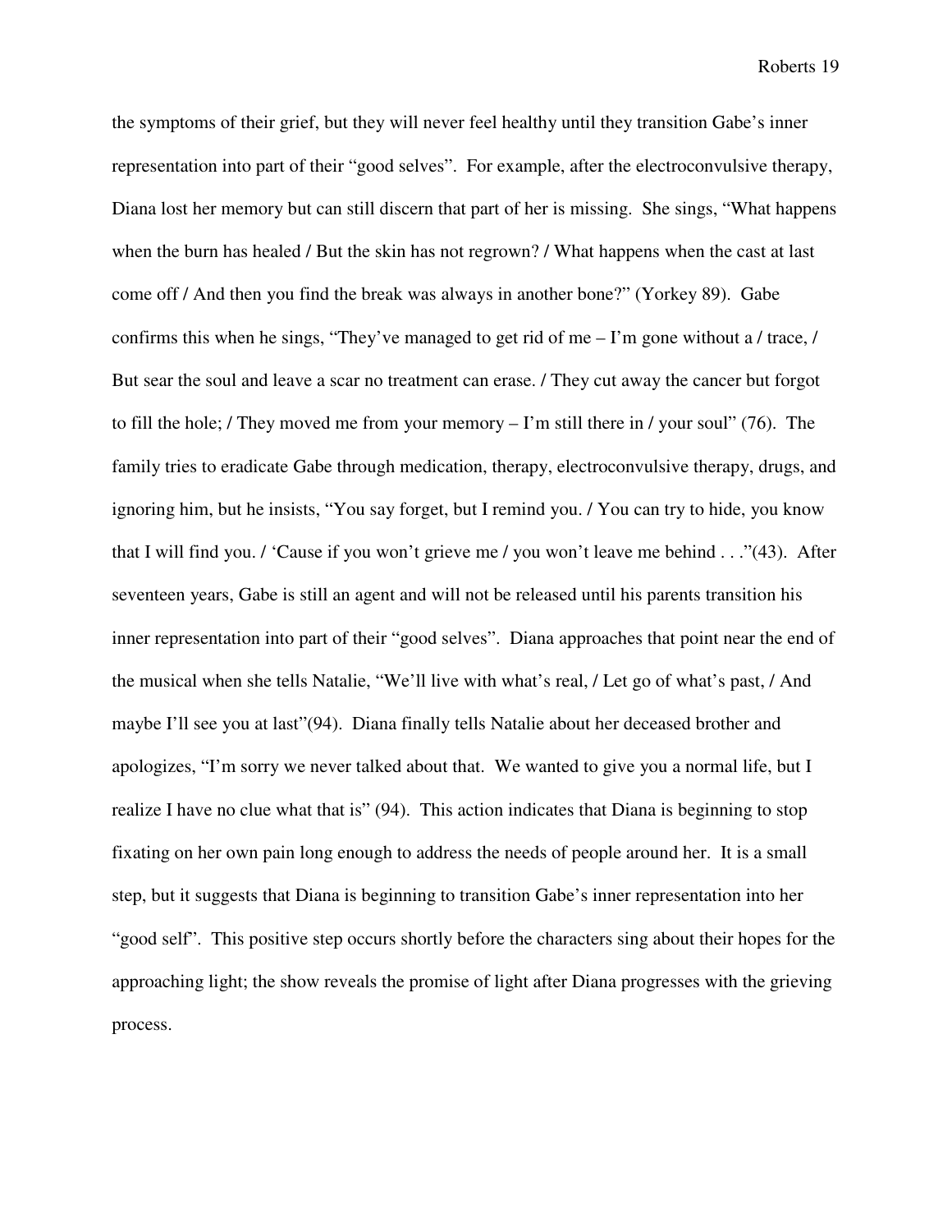the symptoms of their grief, but they will never feel healthy until they transition Gabe's inner representation into part of their "good selves". For example, after the electroconvulsive therapy, Diana lost her memory but can still discern that part of her is missing. She sings, "What happens when the burn has healed / But the skin has not regrown? / What happens when the cast at last come off / And then you find the break was always in another bone?" (Yorkey 89). Gabe confirms this when he sings, "They've managed to get rid of me – I'm gone without a / trace, / But sear the soul and leave a scar no treatment can erase. / They cut away the cancer but forgot to fill the hole; / They moved me from your memory – I'm still there in / your soul" (76). The family tries to eradicate Gabe through medication, therapy, electroconvulsive therapy, drugs, and ignoring him, but he insists, "You say forget, but I remind you. / You can try to hide, you know that I will find you. / 'Cause if you won't grieve me / you won't leave me behind . . ."(43). After seventeen years, Gabe is still an agent and will not be released until his parents transition his inner representation into part of their "good selves". Diana approaches that point near the end of the musical when she tells Natalie, "We'll live with what's real, / Let go of what's past, / And maybe I'll see you at last"(94). Diana finally tells Natalie about her deceased brother and apologizes, "I'm sorry we never talked about that. We wanted to give you a normal life, but I realize I have no clue what that is" (94). This action indicates that Diana is beginning to stop fixating on her own pain long enough to address the needs of people around her. It is a small step, but it suggests that Diana is beginning to transition Gabe's inner representation into her "good self". This positive step occurs shortly before the characters sing about their hopes for the approaching light; the show reveals the promise of light after Diana progresses with the grieving process.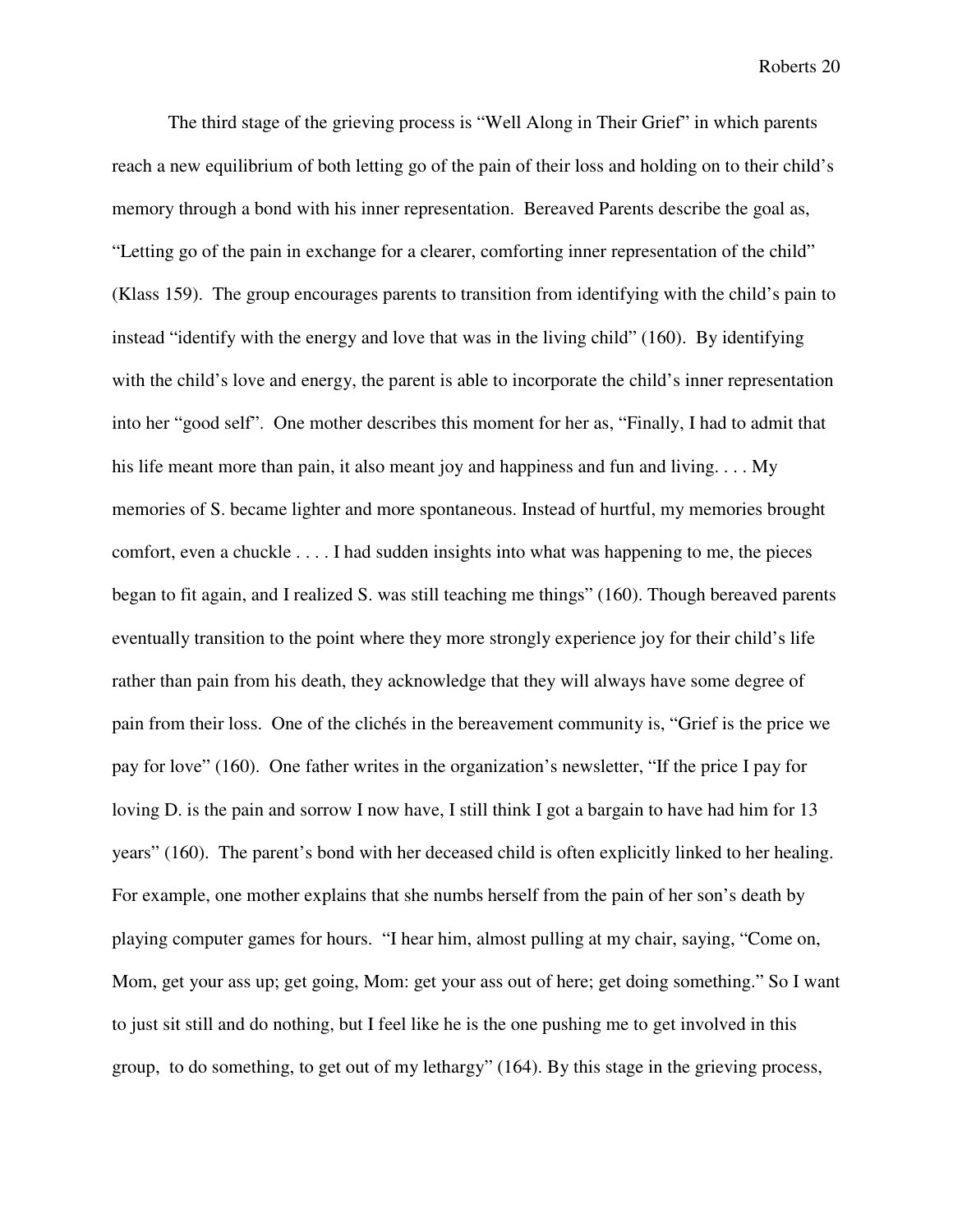The third stage of the grieving process is "Well Along in Their Grief" in which parents reach a new equilibrium of both letting go of the pain of their loss and holding on to their child's memory through a bond with his inner representation. Bereaved Parents describe the goal as, "Letting go of the pain in exchange for a clearer, comforting inner representation of the child" (Klass 159). The group encourages parents to transition from identifying with the child's pain to instead "identify with the energy and love that was in the living child" (160). By identifying with the child's love and energy, the parent is able to incorporate the child's inner representation into her "good self". One mother describes this moment for her as, "Finally, I had to admit that his life meant more than pain, it also meant joy and happiness and fun and living. . . . My memories of S. became lighter and more spontaneous. Instead of hurtful, my memories brought comfort, even a chuckle . . . . I had sudden insights into what was happening to me, the pieces began to fit again, and I realized S. was still teaching me things" (160). Though bereaved parents eventually transition to the point where they more strongly experience joy for their child's life rather than pain from his death, they acknowledge that they will always have some degree of pain from their loss. One of the clichés in the bereavement community is, "Grief is the price we pay for love" (160). One father writes in the organization's newsletter, "If the price I pay for loving D. is the pain and sorrow I now have, I still think I got a bargain to have had him for 13 years" (160). The parent's bond with her deceased child is often explicitly linked to her healing. For example, one mother explains that she numbs herself from the pain of her son's death by playing computer games for hours. "I hear him, almost pulling at my chair, saying, "Come on, Mom, get your ass up; get going, Mom: get your ass out of here; get doing something." So I want to just sit still and do nothing, but I feel like he is the one pushing me to get involved in this group, to do something, to get out of my lethargy" (164). By this stage in the grieving process,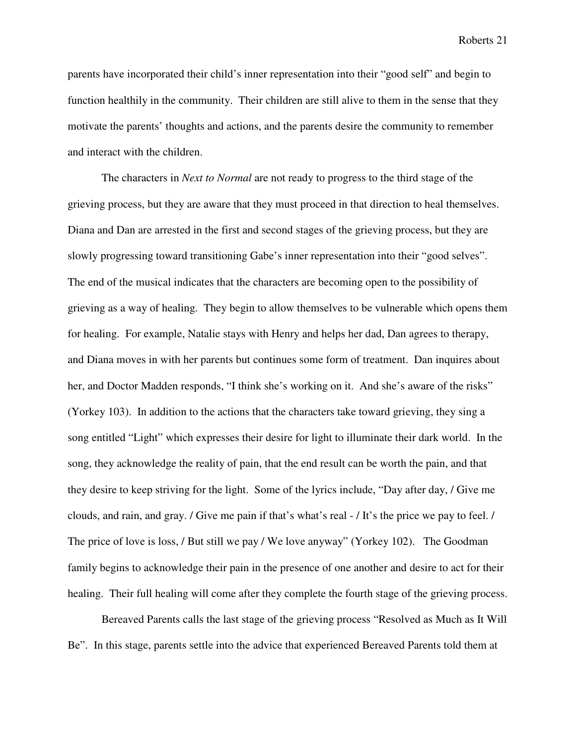parents have incorporated their child's inner representation into their "good self" and begin to function healthily in the community. Their children are still alive to them in the sense that they motivate the parents' thoughts and actions, and the parents desire the community to remember and interact with the children.

The characters in *Next to Normal* are not ready to progress to the third stage of the grieving process, but they are aware that they must proceed in that direction to heal themselves. Diana and Dan are arrested in the first and second stages of the grieving process, but they are slowly progressing toward transitioning Gabe's inner representation into their "good selves". The end of the musical indicates that the characters are becoming open to the possibility of grieving as a way of healing. They begin to allow themselves to be vulnerable which opens them for healing. For example, Natalie stays with Henry and helps her dad, Dan agrees to therapy, and Diana moves in with her parents but continues some form of treatment. Dan inquires about her, and Doctor Madden responds, "I think she's working on it. And she's aware of the risks" (Yorkey 103). In addition to the actions that the characters take toward grieving, they sing a song entitled "Light" which expresses their desire for light to illuminate their dark world. In the song, they acknowledge the reality of pain, that the end result can be worth the pain, and that they desire to keep striving for the light. Some of the lyrics include, "Day after day, / Give me clouds, and rain, and gray. / Give me pain if that's what's real - / It's the price we pay to feel. / The price of love is loss, / But still we pay / We love anyway" (Yorkey 102). The Goodman family begins to acknowledge their pain in the presence of one another and desire to act for their healing. Their full healing will come after they complete the fourth stage of the grieving process.

Bereaved Parents calls the last stage of the grieving process "Resolved as Much as It Will Be". In this stage, parents settle into the advice that experienced Bereaved Parents told them at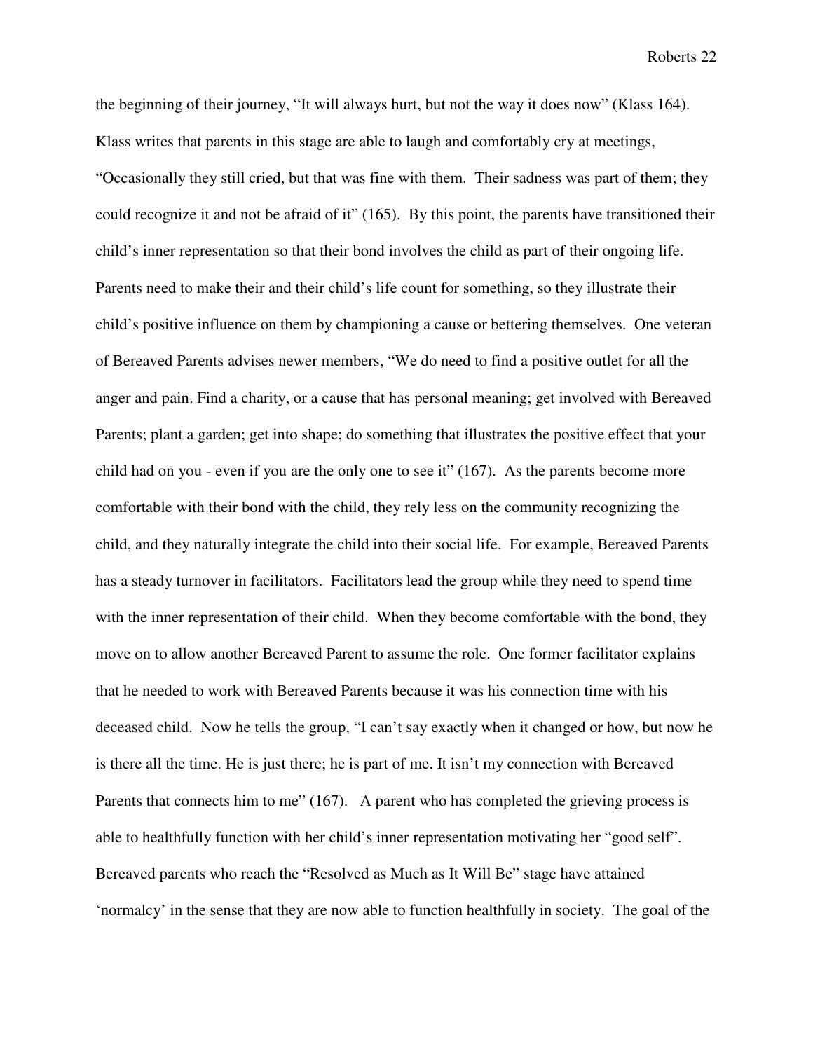the beginning of their journey, "It will always hurt, but not the way it does now" (Klass 164). Klass writes that parents in this stage are able to laugh and comfortably cry at meetings, "Occasionally they still cried, but that was fine with them. Their sadness was part of them; they could recognize it and not be afraid of it" (165). By this point, the parents have transitioned their child's inner representation so that their bond involves the child as part of their ongoing life. Parents need to make their and their child's life count for something, so they illustrate their child's positive influence on them by championing a cause or bettering themselves. One veteran of Bereaved Parents advises newer members, "We do need to find a positive outlet for all the anger and pain. Find a charity, or a cause that has personal meaning; get involved with Bereaved Parents; plant a garden; get into shape; do something that illustrates the positive effect that your child had on you - even if you are the only one to see it" (167). As the parents become more comfortable with their bond with the child, they rely less on the community recognizing the child, and they naturally integrate the child into their social life. For example, Bereaved Parents has a steady turnover in facilitators. Facilitators lead the group while they need to spend time with the inner representation of their child. When they become comfortable with the bond, they move on to allow another Bereaved Parent to assume the role. One former facilitator explains that he needed to work with Bereaved Parents because it was his connection time with his deceased child. Now he tells the group, "I can't say exactly when it changed or how, but now he is there all the time. He is just there; he is part of me. It isn't my connection with Bereaved Parents that connects him to me" (167). A parent who has completed the grieving process is able to healthfully function with her child's inner representation motivating her "good self". Bereaved parents who reach the "Resolved as Much as It Will Be" stage have attained 'normalcy' in the sense that they are now able to function healthfully in society. The goal of the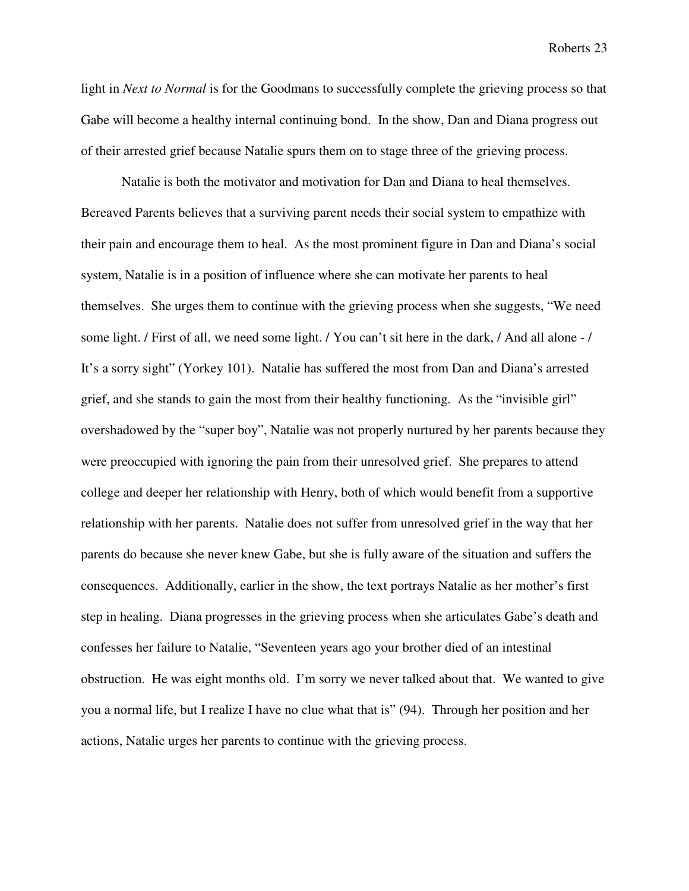light in *Next to Normal* is for the Goodmans to successfully complete the grieving process so that Gabe will become a healthy internal continuing bond. In the show, Dan and Diana progress out of their arrested grief because Natalie spurs them on to stage three of the grieving process.

Natalie is both the motivator and motivation for Dan and Diana to heal themselves. Bereaved Parents believes that a surviving parent needs their social system to empathize with their pain and encourage them to heal. As the most prominent figure in Dan and Diana's social system, Natalie is in a position of influence where she can motivate her parents to heal themselves. She urges them to continue with the grieving process when she suggests, "We need some light. / First of all, we need some light. / You can't sit here in the dark, / And all alone - / It's a sorry sight" (Yorkey 101). Natalie has suffered the most from Dan and Diana's arrested grief, and she stands to gain the most from their healthy functioning. As the "invisible girl" overshadowed by the "super boy", Natalie was not properly nurtured by her parents because they were preoccupied with ignoring the pain from their unresolved grief. She prepares to attend college and deeper her relationship with Henry, both of which would benefit from a supportive relationship with her parents. Natalie does not suffer from unresolved grief in the way that her parents do because she never knew Gabe, but she is fully aware of the situation and suffers the consequences. Additionally, earlier in the show, the text portrays Natalie as her mother's first step in healing. Diana progresses in the grieving process when she articulates Gabe's death and confesses her failure to Natalie, "Seventeen years ago your brother died of an intestinal obstruction. He was eight months old. I'm sorry we never talked about that. We wanted to give you a normal life, but I realize I have no clue what that is" (94). Through her position and her actions, Natalie urges her parents to continue with the grieving process.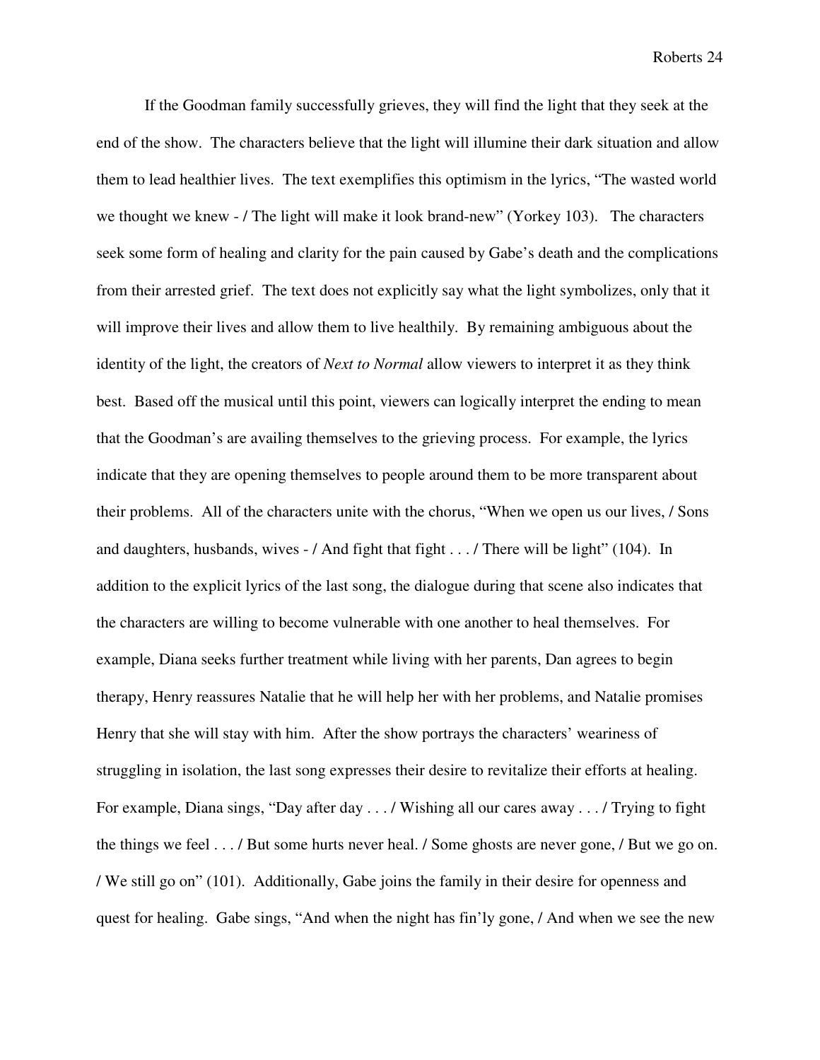If the Goodman family successfully grieves, they will find the light that they seek at the end of the show. The characters believe that the light will illumine their dark situation and allow them to lead healthier lives. The text exemplifies this optimism in the lyrics, "The wasted world we thought we knew - / The light will make it look brand-new" (Yorkey 103). The characters seek some form of healing and clarity for the pain caused by Gabe's death and the complications from their arrested grief. The text does not explicitly say what the light symbolizes, only that it will improve their lives and allow them to live healthily. By remaining ambiguous about the identity of the light, the creators of *Next to Normal* allow viewers to interpret it as they think best. Based off the musical until this point, viewers can logically interpret the ending to mean that the Goodman's are availing themselves to the grieving process. For example, the lyrics indicate that they are opening themselves to people around them to be more transparent about their problems. All of the characters unite with the chorus, "When we open us our lives, / Sons and daughters, husbands, wives - / And fight that fight . . . / There will be light" (104). In addition to the explicit lyrics of the last song, the dialogue during that scene also indicates that the characters are willing to become vulnerable with one another to heal themselves. For example, Diana seeks further treatment while living with her parents, Dan agrees to begin therapy, Henry reassures Natalie that he will help her with her problems, and Natalie promises Henry that she will stay with him. After the show portrays the characters' weariness of struggling in isolation, the last song expresses their desire to revitalize their efforts at healing. For example, Diana sings, "Day after day . . . / Wishing all our cares away . . . / Trying to fight the things we feel . . . / But some hurts never heal. / Some ghosts are never gone, / But we go on. / We still go on" (101). Additionally, Gabe joins the family in their desire for openness and quest for healing. Gabe sings, "And when the night has fin'ly gone, / And when we see the new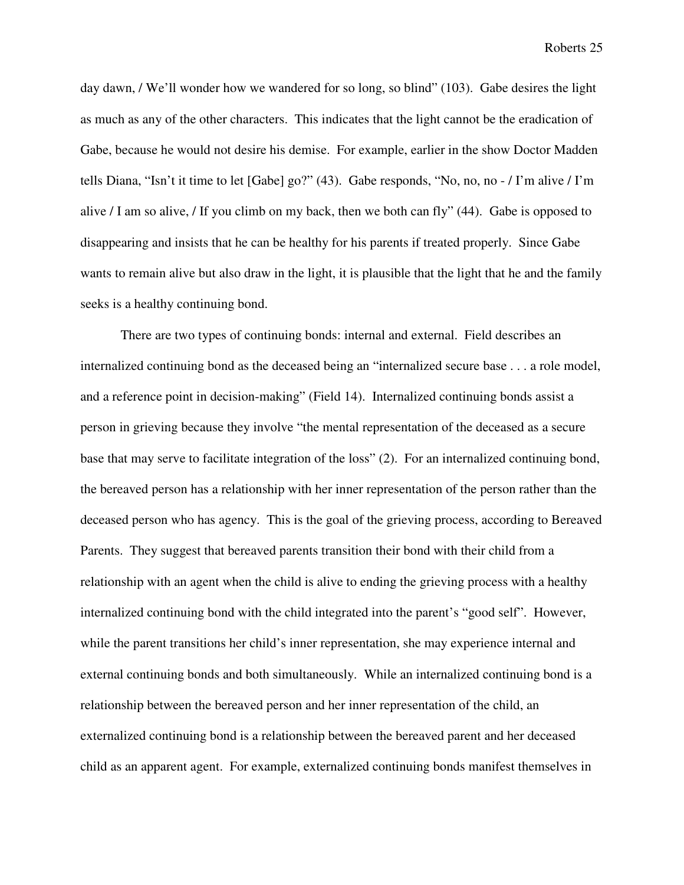day dawn, / We'll wonder how we wandered for so long, so blind" (103). Gabe desires the light as much as any of the other characters. This indicates that the light cannot be the eradication of Gabe, because he would not desire his demise. For example, earlier in the show Doctor Madden tells Diana, "Isn't it time to let [Gabe] go?" (43). Gabe responds, "No, no, no - / I'm alive / I'm alive / I am so alive, / If you climb on my back, then we both can fly" (44). Gabe is opposed to disappearing and insists that he can be healthy for his parents if treated properly. Since Gabe wants to remain alive but also draw in the light, it is plausible that the light that he and the family seeks is a healthy continuing bond.

There are two types of continuing bonds: internal and external. Field describes an internalized continuing bond as the deceased being an "internalized secure base . . . a role model, and a reference point in decision-making" (Field 14). Internalized continuing bonds assist a person in grieving because they involve "the mental representation of the deceased as a secure base that may serve to facilitate integration of the loss" (2). For an internalized continuing bond, the bereaved person has a relationship with her inner representation of the person rather than the deceased person who has agency. This is the goal of the grieving process, according to Bereaved Parents. They suggest that bereaved parents transition their bond with their child from a relationship with an agent when the child is alive to ending the grieving process with a healthy internalized continuing bond with the child integrated into the parent's "good self". However, while the parent transitions her child's inner representation, she may experience internal and external continuing bonds and both simultaneously. While an internalized continuing bond is a relationship between the bereaved person and her inner representation of the child, an externalized continuing bond is a relationship between the bereaved parent and her deceased child as an apparent agent. For example, externalized continuing bonds manifest themselves in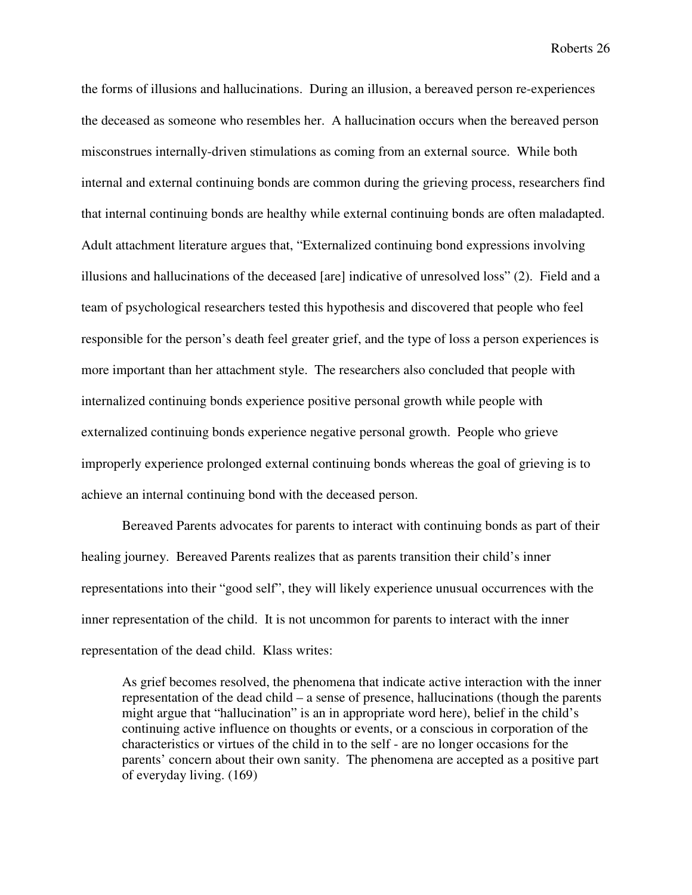the forms of illusions and hallucinations. During an illusion, a bereaved person re-experiences the deceased as someone who resembles her. A hallucination occurs when the bereaved person misconstrues internally-driven stimulations as coming from an external source. While both internal and external continuing bonds are common during the grieving process, researchers find that internal continuing bonds are healthy while external continuing bonds are often maladapted. Adult attachment literature argues that, "Externalized continuing bond expressions involving illusions and hallucinations of the deceased [are] indicative of unresolved loss" (2). Field and a team of psychological researchers tested this hypothesis and discovered that people who feel responsible for the person's death feel greater grief, and the type of loss a person experiences is more important than her attachment style. The researchers also concluded that people with internalized continuing bonds experience positive personal growth while people with externalized continuing bonds experience negative personal growth. People who grieve improperly experience prolonged external continuing bonds whereas the goal of grieving is to achieve an internal continuing bond with the deceased person.

Bereaved Parents advocates for parents to interact with continuing bonds as part of their healing journey. Bereaved Parents realizes that as parents transition their child's inner representations into their "good self", they will likely experience unusual occurrences with the inner representation of the child. It is not uncommon for parents to interact with the inner representation of the dead child. Klass writes:

> As grief becomes resolved, the phenomena that indicate active interaction with the inner representation of the dead child – a sense of presence, hallucinations (though the parents might argue that "hallucination" is an in appropriate word here), belief in the child's continuing active influence on thoughts or events, or a conscious in corporation of the characteristics or virtues of the child in to the self - are no longer occasions for the parents' concern about their own sanity. The phenomena are accepted as a positive part of everyday living. (169)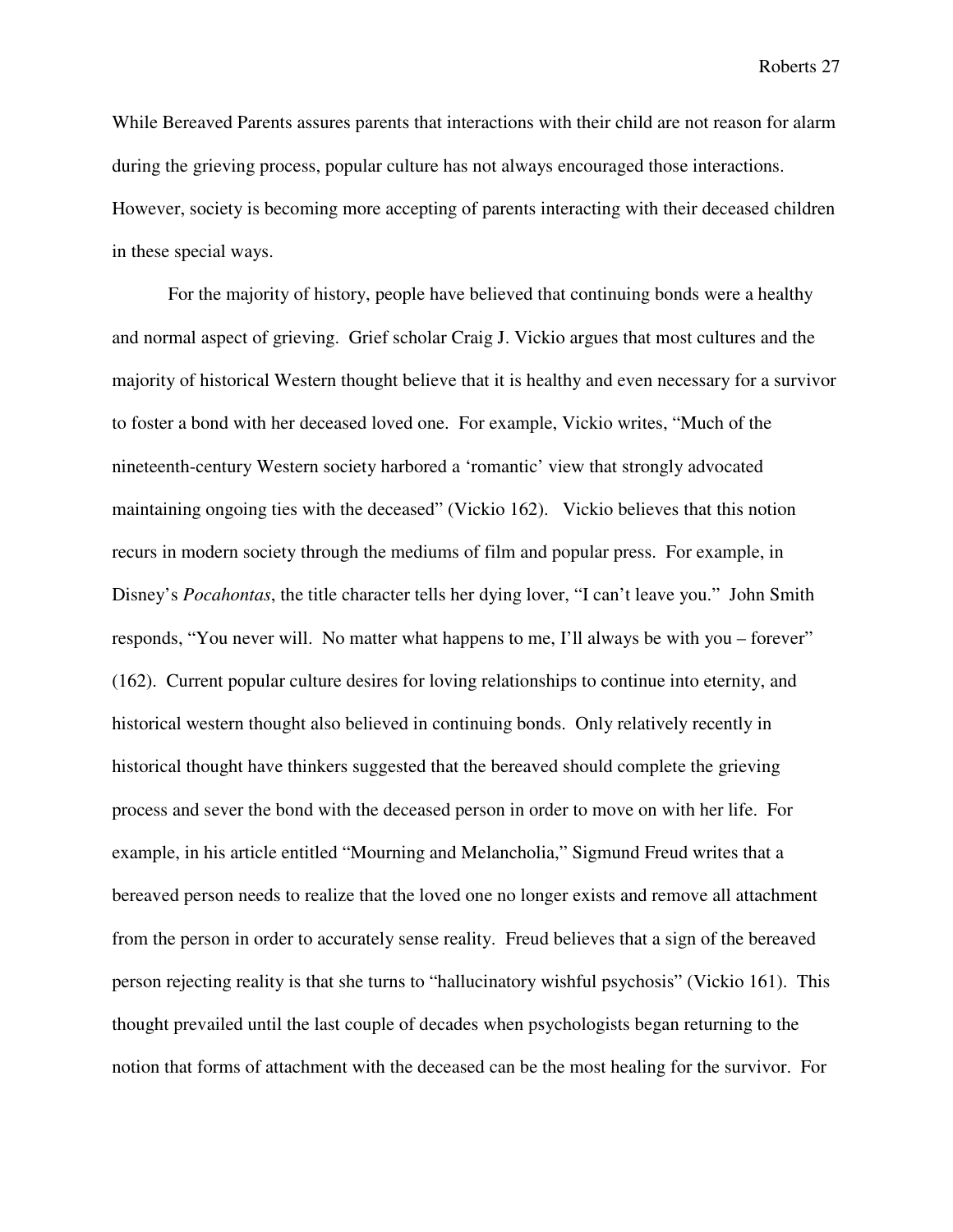While Bereaved Parents assures parents that interactions with their child are not reason for alarm during the grieving process, popular culture has not always encouraged those interactions. However, society is becoming more accepting of parents interacting with their deceased children in these special ways.

For the majority of history, people have believed that continuing bonds were a healthy and normal aspect of grieving. Grief scholar Craig J. Vickio argues that most cultures and the majority of historical Western thought believe that it is healthy and even necessary for a survivor to foster a bond with her deceased loved one. For example, Vickio writes, "Much of the nineteenth-century Western society harbored a 'romantic' view that strongly advocated maintaining ongoing ties with the deceased" (Vickio 162). Vickio believes that this notion recurs in modern society through the mediums of film and popular press. For example, in Disney's *Pocahontas*, the title character tells her dying lover, "I can't leave you." John Smith responds, "You never will. No matter what happens to me, I'll always be with you – forever" (162). Current popular culture desires for loving relationships to continue into eternity, and historical western thought also believed in continuing bonds. Only relatively recently in historical thought have thinkers suggested that the bereaved should complete the grieving process and sever the bond with the deceased person in order to move on with her life. For example, in his article entitled "Mourning and Melancholia," Sigmund Freud writes that a bereaved person needs to realize that the loved one no longer exists and remove all attachment from the person in order to accurately sense reality. Freud believes that a sign of the bereaved person rejecting reality is that she turns to "hallucinatory wishful psychosis" (Vickio 161). This thought prevailed until the last couple of decades when psychologists began returning to the notion that forms of attachment with the deceased can be the most healing for the survivor. For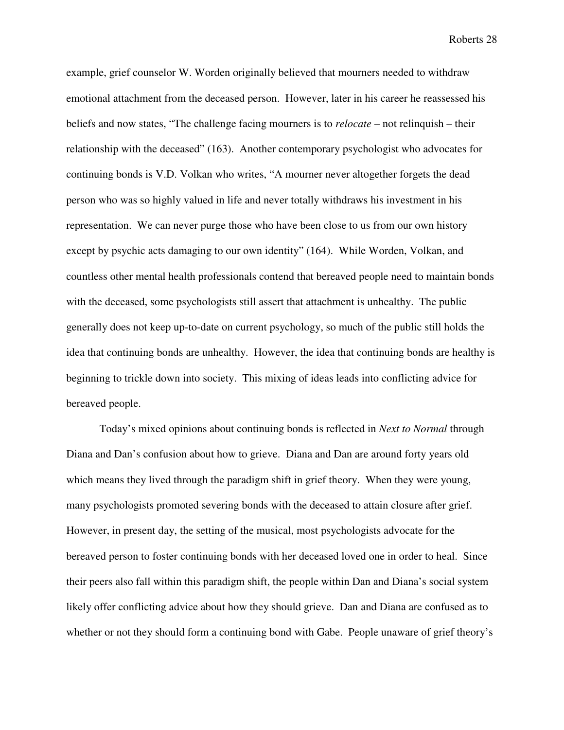example, grief counselor W. Worden originally believed that mourners needed to withdraw emotional attachment from the deceased person. However, later in his career he reassessed his beliefs and now states, "The challenge facing mourners is to *relocate* – not relinquish – their relationship with the deceased" (163). Another contemporary psychologist who advocates for continuing bonds is V.D. Volkan who writes, "A mourner never altogether forgets the dead person who was so highly valued in life and never totally withdraws his investment in his representation. We can never purge those who have been close to us from our own history except by psychic acts damaging to our own identity" (164). While Worden, Volkan, and countless other mental health professionals contend that bereaved people need to maintain bonds with the deceased, some psychologists still assert that attachment is unhealthy. The public generally does not keep up-to-date on current psychology, so much of the public still holds the idea that continuing bonds are unhealthy. However, the idea that continuing bonds are healthy is beginning to trickle down into society. This mixing of ideas leads into conflicting advice for bereaved people.

Today's mixed opinions about continuing bonds is reflected in *Next to Normal* through Diana and Dan's confusion about how to grieve. Diana and Dan are around forty years old which means they lived through the paradigm shift in grief theory. When they were young, many psychologists promoted severing bonds with the deceased to attain closure after grief. However, in present day, the setting of the musical, most psychologists advocate for the bereaved person to foster continuing bonds with her deceased loved one in order to heal. Since their peers also fall within this paradigm shift, the people within Dan and Diana's social system likely offer conflicting advice about how they should grieve. Dan and Diana are confused as to whether or not they should form a continuing bond with Gabe. People unaware of grief theory's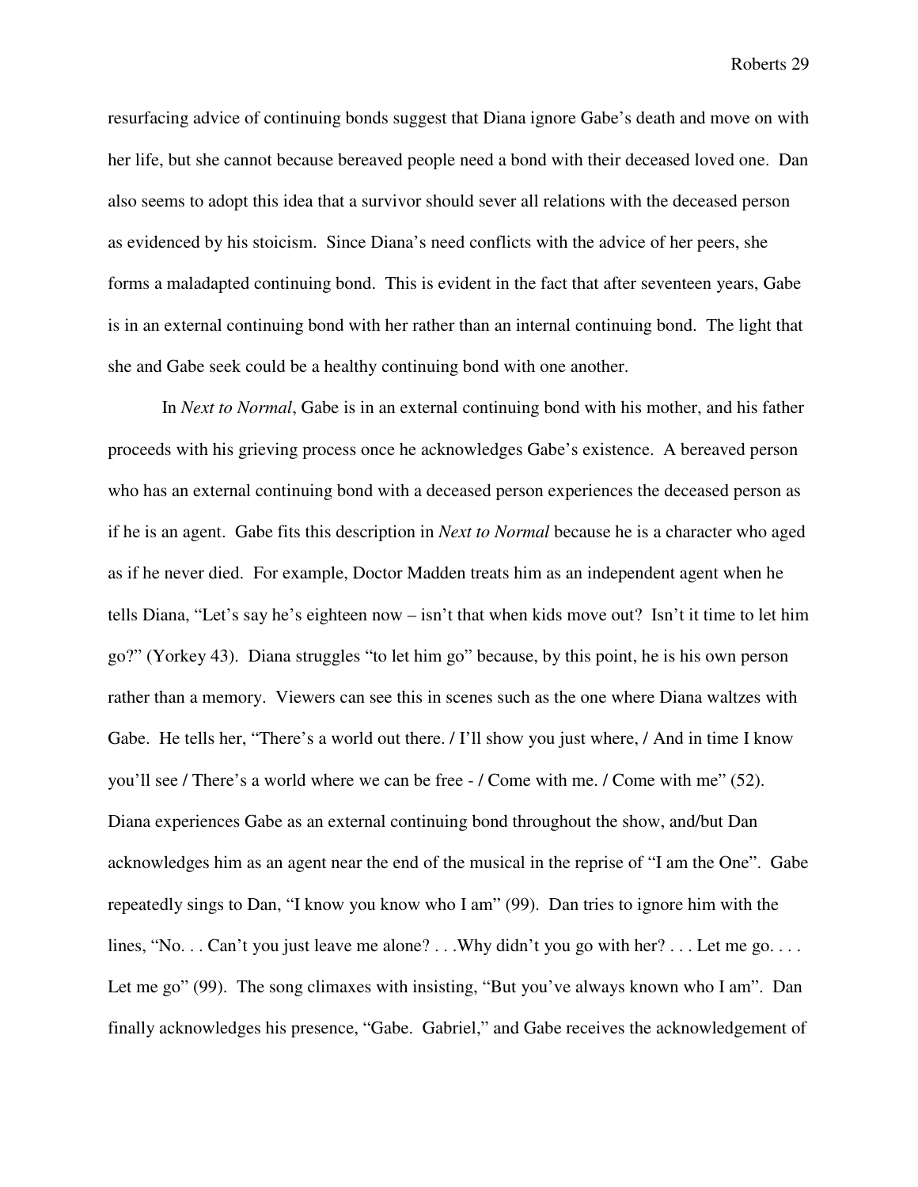resurfacing advice of continuing bonds suggest that Diana ignore Gabe's death and move on with her life, but she cannot because bereaved people need a bond with their deceased loved one. Dan also seems to adopt this idea that a survivor should sever all relations with the deceased person as evidenced by his stoicism. Since Diana's need conflicts with the advice of her peers, she forms a maladapted continuing bond. This is evident in the fact that after seventeen years, Gabe is in an external continuing bond with her rather than an internal continuing bond. The light that she and Gabe seek could be a healthy continuing bond with one another.

In *Next to Normal*, Gabe is in an external continuing bond with his mother, and his father proceeds with his grieving process once he acknowledges Gabe's existence. A bereaved person who has an external continuing bond with a deceased person experiences the deceased person as if he is an agent. Gabe fits this description in *Next to Normal* because he is a character who aged as if he never died. For example, Doctor Madden treats him as an independent agent when he tells Diana, "Let's say he's eighteen now – isn't that when kids move out? Isn't it time to let him go?" (Yorkey 43). Diana struggles "to let him go" because, by this point, he is his own person rather than a memory. Viewers can see this in scenes such as the one where Diana waltzes with Gabe. He tells her, "There's a world out there. / I'll show you just where, / And in time I know you'll see / There's a world where we can be free - / Come with me. / Come with me" (52). Diana experiences Gabe as an external continuing bond throughout the show, and/but Dan acknowledges him as an agent near the end of the musical in the reprise of "I am the One". Gabe repeatedly sings to Dan, "I know you know who I am" (99). Dan tries to ignore him with the lines, "No. . . Can't you just leave me alone? . . .Why didn't you go with her? . . . Let me go. . . . Let me go" (99). The song climaxes with insisting, "But you've always known who I am". Dan finally acknowledges his presence, "Gabe. Gabriel," and Gabe receives the acknowledgement of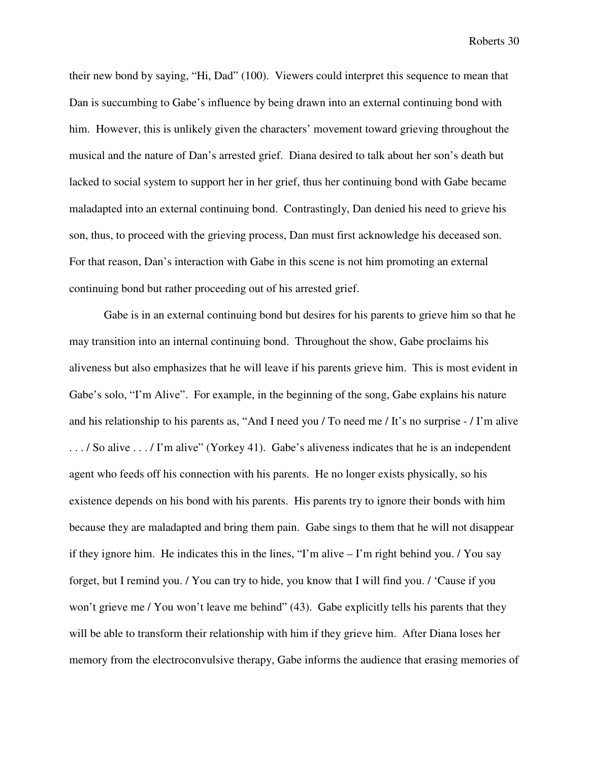their new bond by saying, "Hi, Dad" (100). Viewers could interpret this sequence to mean that Dan is succumbing to Gabe's influence by being drawn into an external continuing bond with him. However, this is unlikely given the characters' movement toward grieving throughout the musical and the nature of Dan's arrested grief. Diana desired to talk about her son's death but lacked to social system to support her in her grief, thus her continuing bond with Gabe became maladapted into an external continuing bond. Contrastingly, Dan denied his need to grieve his son, thus, to proceed with the grieving process, Dan must first acknowledge his deceased son. For that reason, Dan's interaction with Gabe in this scene is not him promoting an external continuing bond but rather proceeding out of his arrested grief.

Gabe is in an external continuing bond but desires for his parents to grieve him so that he may transition into an internal continuing bond. Throughout the show, Gabe proclaims his aliveness but also emphasizes that he will leave if his parents grieve him. This is most evident in Gabe's solo, "I'm Alive". For example, in the beginning of the song, Gabe explains his nature and his relationship to his parents as, "And I need you / To need me / It's no surprise - / I'm alive . . . / So alive . . . / I'm alive" (Yorkey 41). Gabe's aliveness indicates that he is an independent agent who feeds off his connection with his parents. He no longer exists physically, so his existence depends on his bond with his parents. His parents try to ignore their bonds with him because they are maladapted and bring them pain. Gabe sings to them that he will not disappear if they ignore him. He indicates this in the lines, "I'm alive – I'm right behind you. / You say forget, but I remind you. / You can try to hide, you know that I will find you. / 'Cause if you won't grieve me / You won't leave me behind" (43). Gabe explicitly tells his parents that they will be able to transform their relationship with him if they grieve him. After Diana loses her memory from the electroconvulsive therapy, Gabe informs the audience that erasing memories of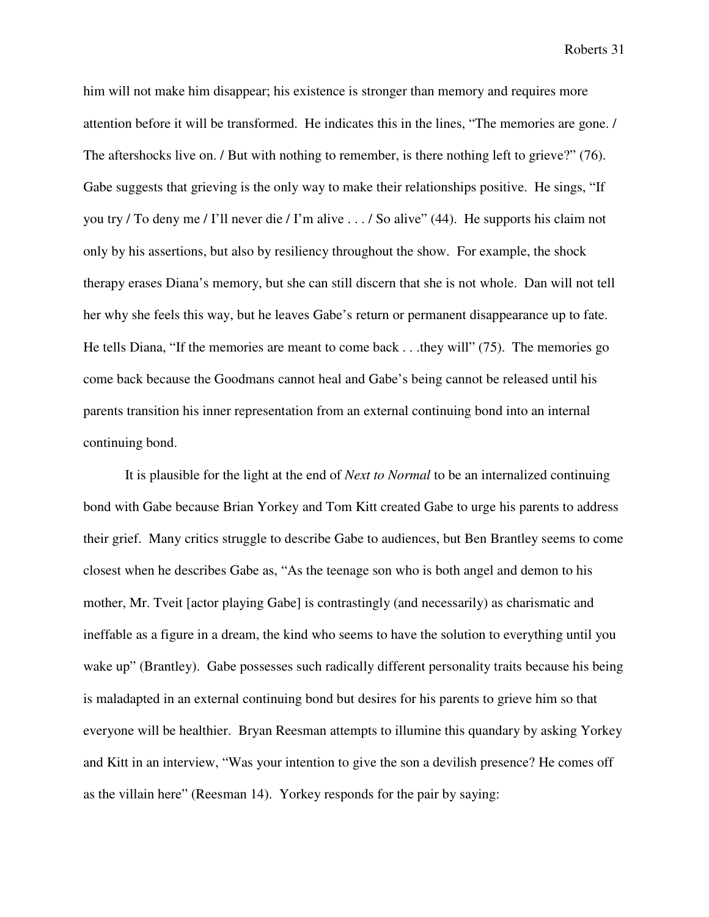him will not make him disappear; his existence is stronger than memory and requires more attention before it will be transformed. He indicates this in the lines, "The memories are gone. / The aftershocks live on. / But with nothing to remember, is there nothing left to grieve?" (76). Gabe suggests that grieving is the only way to make their relationships positive. He sings, "If you try / To deny me / I'll never die / I'm alive . . . / So alive" (44). He supports his claim not only by his assertions, but also by resiliency throughout the show. For example, the shock therapy erases Diana's memory, but she can still discern that she is not whole. Dan will not tell her why she feels this way, but he leaves Gabe's return or permanent disappearance up to fate. He tells Diana, "If the memories are meant to come back . . .they will" (75). The memories go come back because the Goodmans cannot heal and Gabe's being cannot be released until his parents transition his inner representation from an external continuing bond into an internal continuing bond.

It is plausible for the light at the end of *Next to Normal* to be an internalized continuing bond with Gabe because Brian Yorkey and Tom Kitt created Gabe to urge his parents to address their grief. Many critics struggle to describe Gabe to audiences, but Ben Brantley seems to come closest when he describes Gabe as, "As the teenage son who is both angel and demon to his mother, Mr. Tveit [actor playing Gabe] is contrastingly (and necessarily) as charismatic and ineffable as a figure in a dream, the kind who seems to have the solution to everything until you wake up" (Brantley). Gabe possesses such radically different personality traits because his being is maladapted in an external continuing bond but desires for his parents to grieve him so that everyone will be healthier. Bryan Reesman attempts to illumine this quandary by asking Yorkey and Kitt in an interview, "Was your intention to give the son a devilish presence? He comes off as the villain here" (Reesman 14). Yorkey responds for the pair by saying: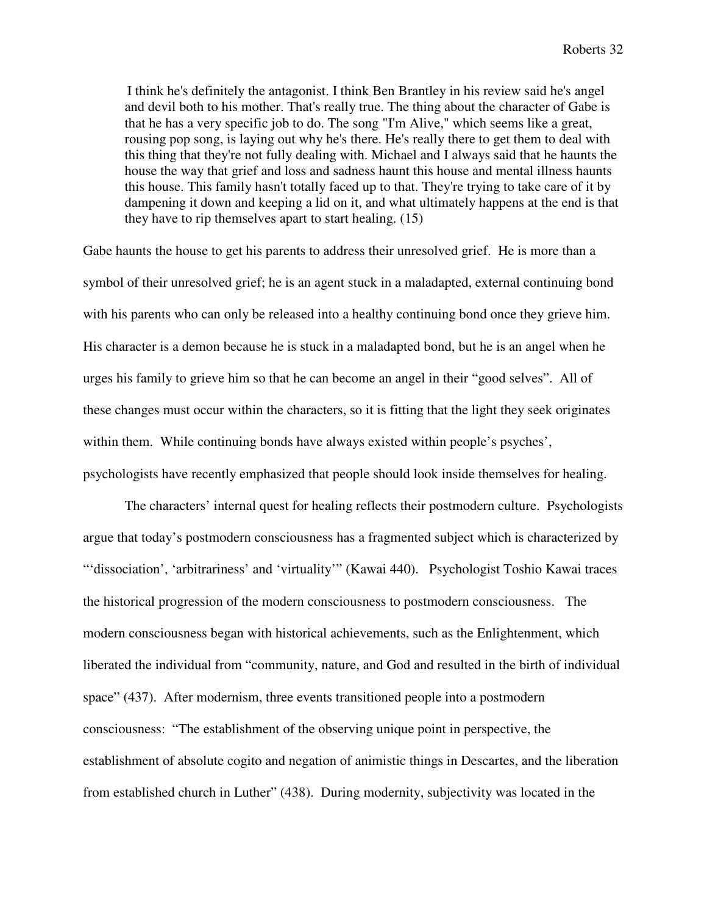> I think he's definitely the antagonist. I think Ben Brantley in his review said he's angel and devil both to his mother. That's really true. The thing about the character of Gabe is that he has a very specific job to do. The song "I'm Alive," which seems like a great, rousing pop song, is laying out why he's there. He's really there to get them to deal with this thing that they're not fully dealing with. Michael and I always said that he haunts the house the way that grief and loss and sadness haunt this house and mental illness haunts this house. This family hasn't totally faced up to that. They're trying to take care of it by dampening it down and keeping a lid on it, and what ultimately happens at the end is that they have to rip themselves apart to start healing. (15)

Gabe haunts the house to get his parents to address their unresolved grief. He is more than a symbol of their unresolved grief; he is an agent stuck in a maladapted, external continuing bond with his parents who can only be released into a healthy continuing bond once they grieve him. His character is a demon because he is stuck in a maladapted bond, but he is an angel when he urges his family to grieve him so that he can become an angel in their "good selves". All of these changes must occur within the characters, so it is fitting that the light they seek originates within them. While continuing bonds have always existed within people's psyches', psychologists have recently emphasized that people should look inside themselves for healing.

The characters' internal quest for healing reflects their postmodern culture. Psychologists argue that today's postmodern consciousness has a fragmented subject which is characterized by "'dissociation', 'arbitrariness' and 'virtuality'" (Kawai 440). Psychologist Toshio Kawai traces the historical progression of the modern consciousness to postmodern consciousness. The modern consciousness began with historical achievements, such as the Enlightenment, which liberated the individual from "community, nature, and God and resulted in the birth of individual space" (437). After modernism, three events transitioned people into a postmodern consciousness: "The establishment of the observing unique point in perspective, the establishment of absolute cogito and negation of animistic things in Descartes, and the liberation from established church in Luther" (438). During modernity, subjectivity was located in the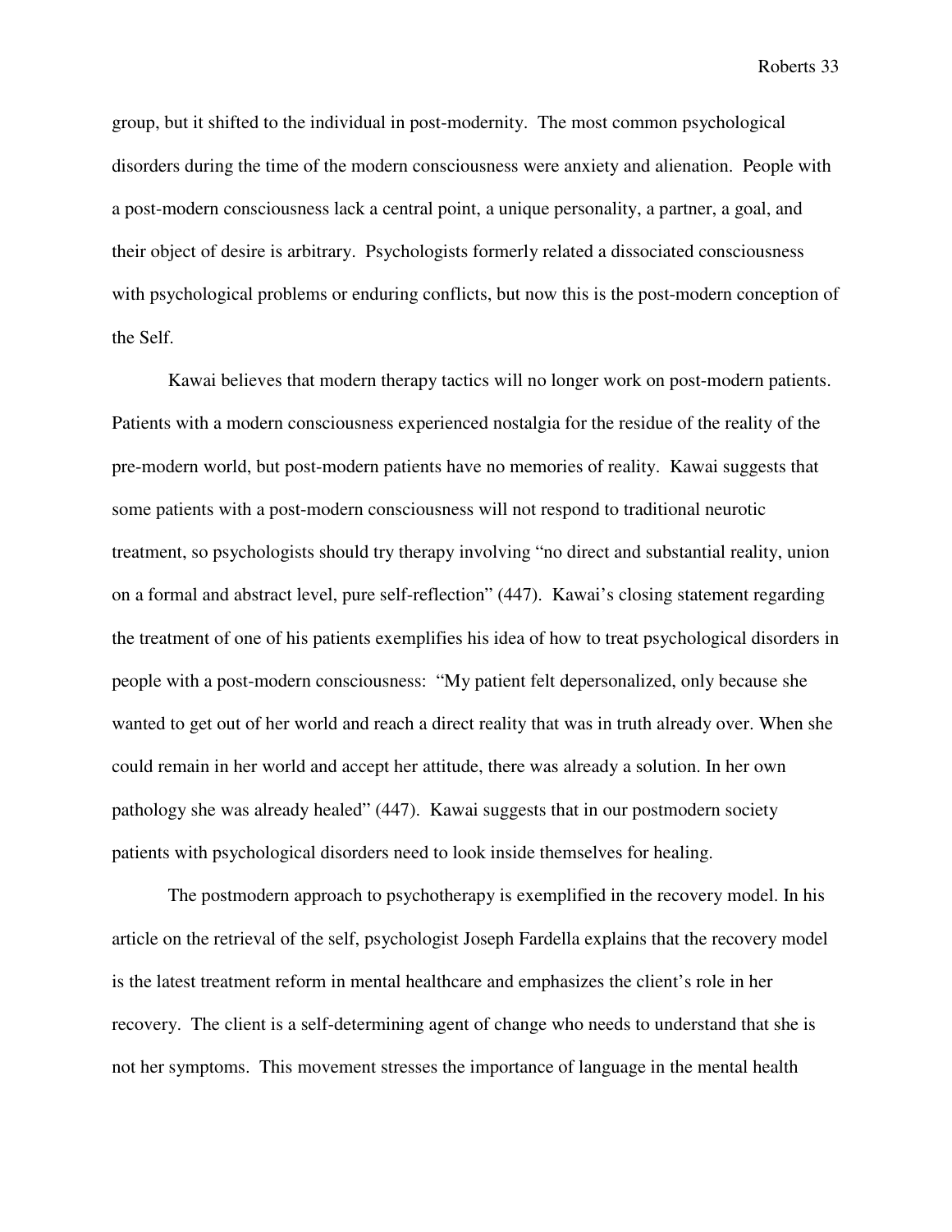group, but it shifted to the individual in post-modernity. The most common psychological disorders during the time of the modern consciousness were anxiety and alienation. People with a post-modern consciousness lack a central point, a unique personality, a partner, a goal, and their object of desire is arbitrary. Psychologists formerly related a dissociated consciousness with psychological problems or enduring conflicts, but now this is the post-modern conception of the Self.

Kawai believes that modern therapy tactics will no longer work on post-modern patients. Patients with a modern consciousness experienced nostalgia for the residue of the reality of the pre-modern world, but post-modern patients have no memories of reality. Kawai suggests that some patients with a post-modern consciousness will not respond to traditional neurotic treatment, so psychologists should try therapy involving "no direct and substantial reality, union on a formal and abstract level, pure self-reflection" (447). Kawai's closing statement regarding the treatment of one of his patients exemplifies his idea of how to treat psychological disorders in people with a post-modern consciousness: "My patient felt depersonalized, only because she wanted to get out of her world and reach a direct reality that was in truth already over. When she could remain in her world and accept her attitude, there was already a solution. In her own pathology she was already healed" (447). Kawai suggests that in our postmodern society patients with psychological disorders need to look inside themselves for healing.

The postmodern approach to psychotherapy is exemplified in the recovery model. In his article on the retrieval of the self, psychologist Joseph Fardella explains that the recovery model is the latest treatment reform in mental healthcare and emphasizes the client's role in her recovery. The client is a self-determining agent of change who needs to understand that she is not her symptoms. This movement stresses the importance of language in the mental health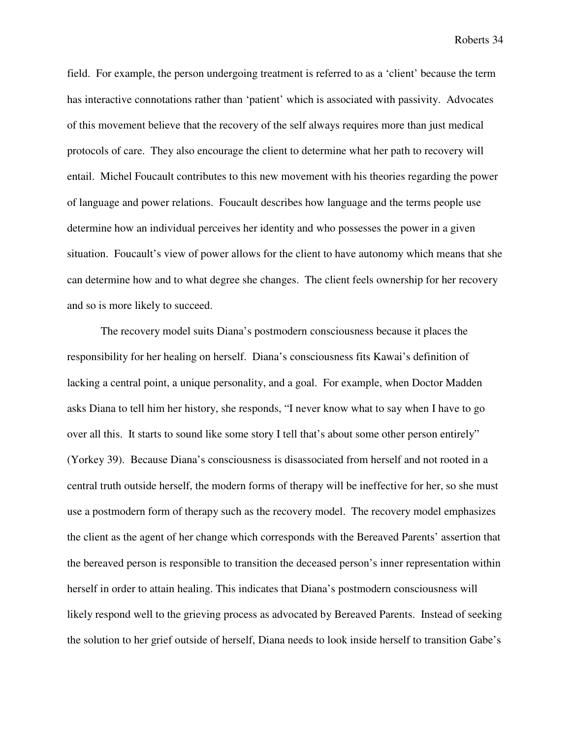field. For example, the person undergoing treatment is referred to as a 'client' because the term has interactive connotations rather than 'patient' which is associated with passivity. Advocates of this movement believe that the recovery of the self always requires more than just medical protocols of care. They also encourage the client to determine what her path to recovery will entail. Michel Foucault contributes to this new movement with his theories regarding the power of language and power relations. Foucault describes how language and the terms people use determine how an individual perceives her identity and who possesses the power in a given situation. Foucault's view of power allows for the client to have autonomy which means that she can determine how and to what degree she changes. The client feels ownership for her recovery and so is more likely to succeed.

The recovery model suits Diana's postmodern consciousness because it places the responsibility for her healing on herself. Diana's consciousness fits Kawai's definition of lacking a central point, a unique personality, and a goal. For example, when Doctor Madden asks Diana to tell him her history, she responds, "I never know what to say when I have to go over all this. It starts to sound like some story I tell that's about some other person entirely" (Yorkey 39). Because Diana's consciousness is disassociated from herself and not rooted in a central truth outside herself, the modern forms of therapy will be ineffective for her, so she must use a postmodern form of therapy such as the recovery model. The recovery model emphasizes the client as the agent of her change which corresponds with the Bereaved Parents' assertion that the bereaved person is responsible to transition the deceased person's inner representation within herself in order to attain healing. This indicates that Diana's postmodern consciousness will likely respond well to the grieving process as advocated by Bereaved Parents. Instead of seeking the solution to her grief outside of herself, Diana needs to look inside herself to transition Gabe's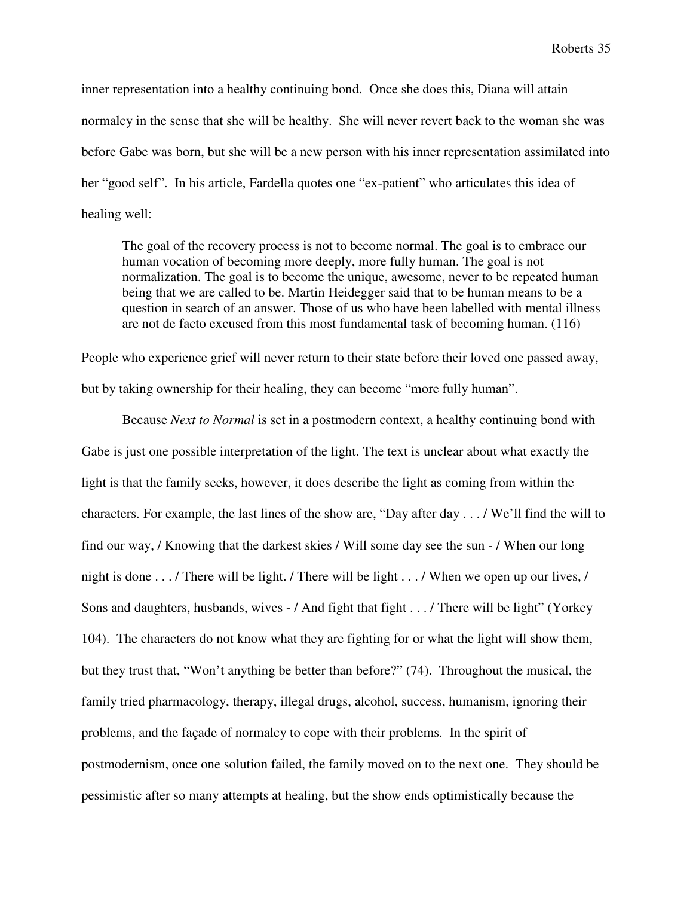inner representation into a healthy continuing bond. Once she does this, Diana will attain normalcy in the sense that she will be healthy. She will never revert back to the woman she was before Gabe was born, but she will be a new person with his inner representation assimilated into her "good self". In his article, Fardella quotes one "ex-patient" who articulates this idea of healing well:

> The goal of the recovery process is not to become normal. The goal is to embrace our human vocation of becoming more deeply, more fully human. The goal is not normalization. The goal is to become the unique, awesome, never to be repeated human being that we are called to be. Martin Heidegger said that to be human means to be a question in search of an answer. Those of us who have been labelled with mental illness are not de facto excused from this most fundamental task of becoming human. (116)

People who experience grief will never return to their state before their loved one passed away, but by taking ownership for their healing, they can become "more fully human".

Because *Next to Normal* is set in a postmodern context, a healthy continuing bond with Gabe is just one possible interpretation of the light. The text is unclear about what exactly the light is that the family seeks, however, it does describe the light as coming from within the characters. For example, the last lines of the show are, "Day after day . . . / We'll find the will to find our way, / Knowing that the darkest skies / Will some day see the sun - / When our long night is done . . . / There will be light. / There will be light . . . / When we open up our lives, / Sons and daughters, husbands, wives - / And fight that fight . . . / There will be light" (Yorkey 104). The characters do not know what they are fighting for or what the light will show them, but they trust that, "Won't anything be better than before?" (74). Throughout the musical, the family tried pharmacology, therapy, illegal drugs, alcohol, success, humanism, ignoring their problems, and the façade of normalcy to cope with their problems. In the spirit of postmodernism, once one solution failed, the family moved on to the next one. They should be pessimistic after so many attempts at healing, but the show ends optimistically because the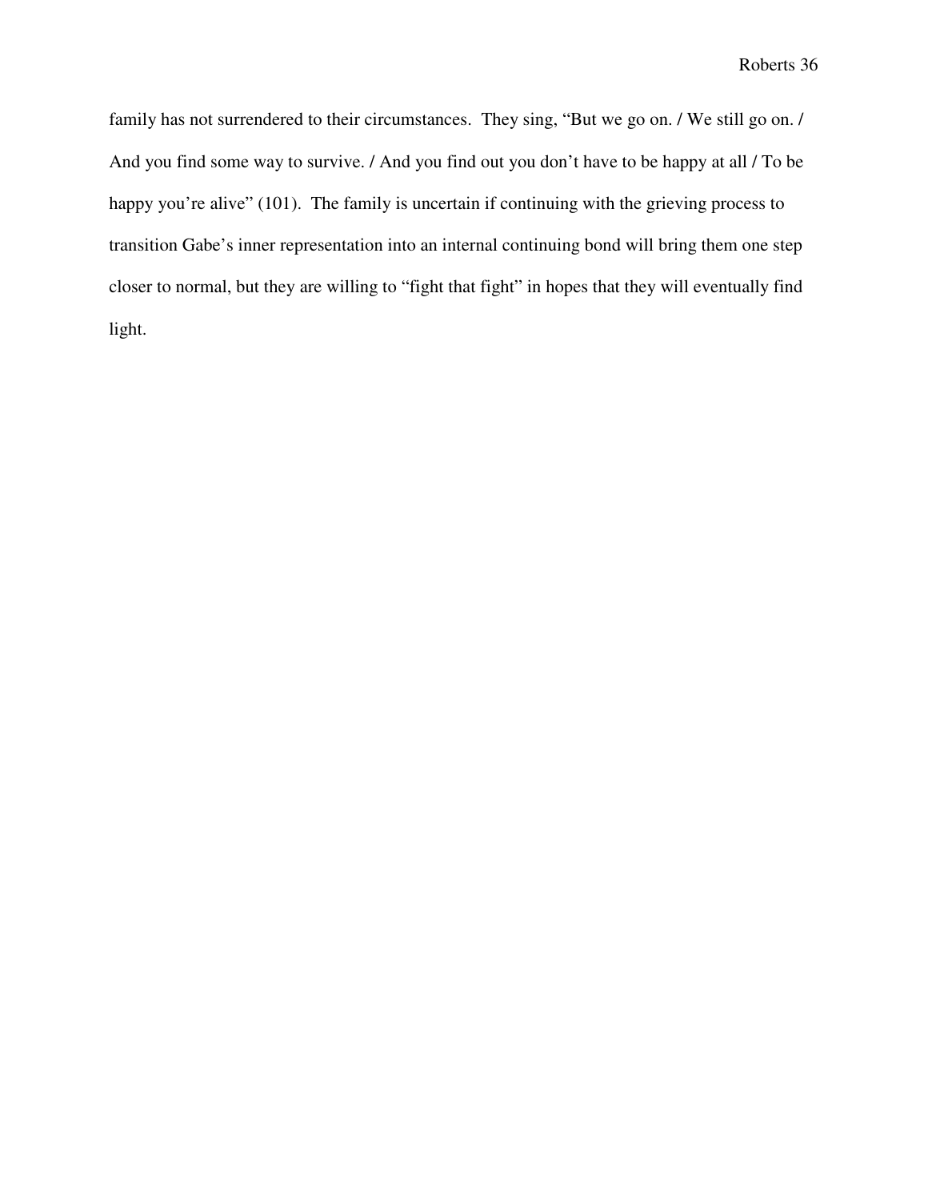family has not surrendered to their circumstances. They sing, "But we go on. / We still go on. / And you find some way to survive. / And you find out you don't have to be happy at all / To be happy you're alive" (101). The family is uncertain if continuing with the grieving process to transition Gabe's inner representation into an internal continuing bond will bring them one step closer to normal, but they are willing to "fight that fight" in hopes that they will eventually find light.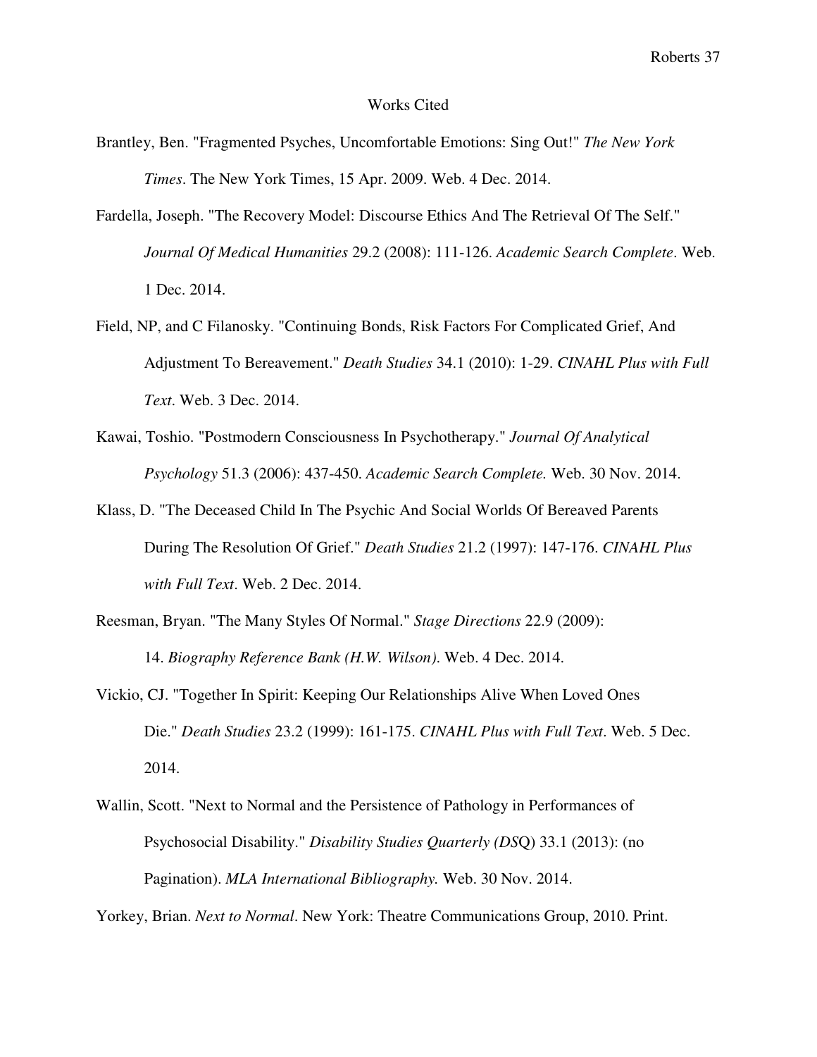# Works Cited

Brantley, Ben. "Fragmented Psyches, Uncomfortable Emotions: Sing Out!" *The New York Times*. The New York Times, 15 Apr. 2009. Web. 4 Dec. 2014.

Fardella, Joseph. "The Recovery Model: Discourse Ethics And The Retrieval Of The Self." *Journal Of Medical Humanities* 29.2 (2008): 111-126. *Academic Search Complete*. Web. 1 Dec. 2014.

Field, NP, and C Filanosky. "Continuing Bonds, Risk Factors For Complicated Grief, And Adjustment To Bereavement." *Death Studies* 34.1 (2010): 1-29. *CINAHL Plus with Full Text*. Web. 3 Dec. 2014.

Kawai, Toshio. "Postmodern Consciousness In Psychotherapy." *Journal Of Analytical Psychology* 51.3 (2006): 437-450. *Academic Search Complete.* Web. 30 Nov. 2014.

Klass, D. "The Deceased Child In The Psychic And Social Worlds Of Bereaved Parents During The Resolution Of Grief." *Death Studies* 21.2 (1997): 147-176. *CINAHL Plus with Full Text*. Web. 2 Dec. 2014.

Reesman, Bryan. "The Many Styles Of Normal." *Stage Directions* 22.9 (2009): 14. *Biography Reference Bank (H.W. Wilson)*. Web. 4 Dec. 2014.

Vickio, CJ. "Together In Spirit: Keeping Our Relationships Alive When Loved Ones Die." *Death Studies* 23.2 (1999): 161-175. *CINAHL Plus with Full Text*. Web. 5 Dec. 2014.

Wallin, Scott. "Next to Normal and the Persistence of Pathology in Performances of Psychosocial Disability." *Disability Studies Quarterly (DS*Q) 33.1 (2013): (no Pagination). *MLA International Bibliography.* Web. 30 Nov. 2014.

Yorkey, Brian. *Next to Normal*. New York: Theatre Communications Group, 2010. Print.